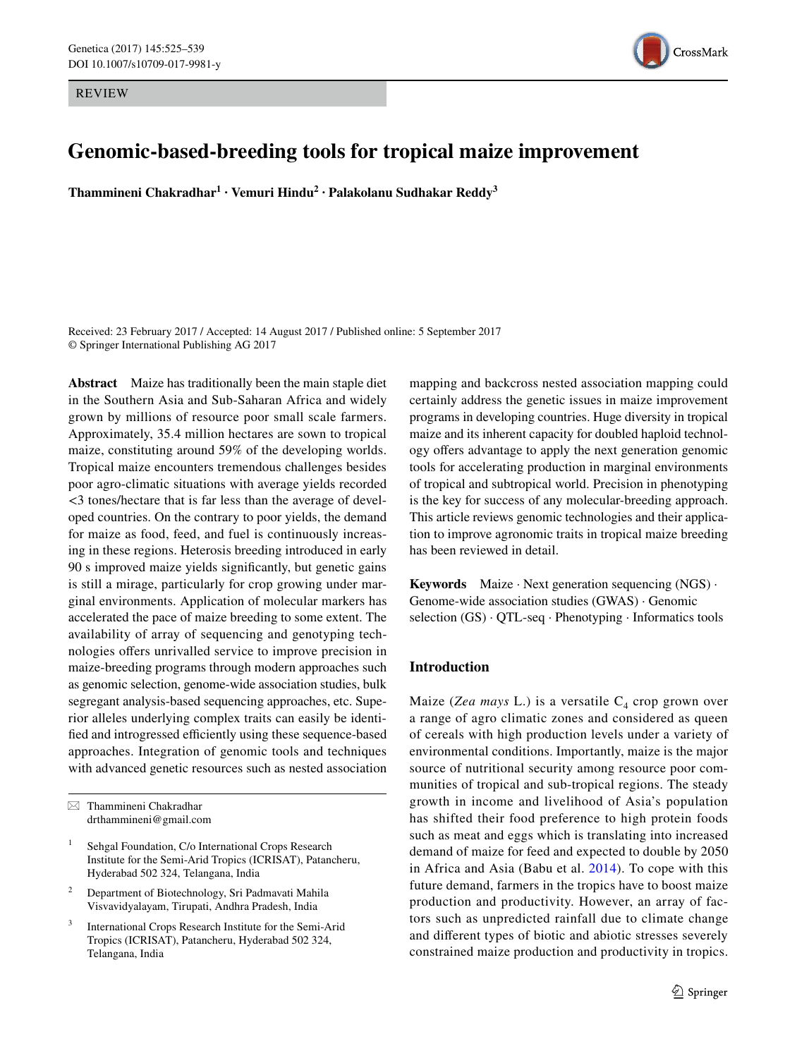REVIEW

# Genomic-based-breeding tools for tropical maize improvement

**Thammineni Chakradhar[1] · Vemuri Hindu[2] · Palakolanu Sudhakar Reddy[3]**

Received: 23 February 2017 / Accepted: 14 August 2017 / Published online: 5 September 2017
© Springer International Publishing AG 2017

**Abstract** Maize has traditionally been the main staple diet in the Southern Asia and Sub-Saharan Africa and widely grown by millions of resource poor small scale farmers. Approximately, 35.4 million hectares are sown to tropical maize, constituting around 59% of the developing worlds. Tropical maize encounters tremendous challenges besides poor agro-climatic situations with average yields recorded <3 tones/hectare that is far less than the average of developed countries. On the contrary to poor yields, the demand for maize as food, feed, and fuel is continuously increasing in these regions. Heterosis breeding introduced in early 90 s improved maize yields significantly, but genetic gains is still a mirage, particularly for crop growing under marginal environments. Application of molecular markers has accelerated the pace of maize breeding to some extent. The availability of array of sequencing and genotyping technologies offers unrivalled service to improve precision in maize-breeding programs through modern approaches such as genomic selection, genome-wide association studies, bulk segregant analysis-based sequencing approaches, etc. Superior alleles underlying complex traits can easily be identified and introgressed efficiently using these sequence-based approaches. Integration of genomic tools and techniques with advanced genetic resources such as nested association mapping and backcross nested association mapping could certainly address the genetic issues in maize improvement programs in developing countries. Huge diversity in tropical maize and its inherent capacity for doubled haploid technology offers advantage to apply the next generation genomic tools for accelerating production in marginal environments of tropical and subtropical world. Precision in phenotyping is the key for success of any molecular-breeding approach. This article reviews genomic technologies and their application to improve agronomic traits in tropical maize breeding has been reviewed in detail.

**Keywords** Maize · Next generation sequencing (NGS) · Genome-wide association studies (GWAS) · Genomic selection (GS) · QTL-seq · Phenotyping · Informatics tools

✉ Thammineni Chakradhar
drthammineni@gmail.com

[1] Sehgal Foundation, C/o International Crops Research Institute for the Semi-Arid Tropics (ICRISAT), Patancheru, Hyderabad 502 324, Telangana, India

[2] Department of Biotechnology, Sri Padmavati Mahila Visvavidyalayam, Tirupati, Andhra Pradesh, India

[3] International Crops Research Institute for the Semi-Arid Tropics (ICRISAT), Patancheru, Hyderabad 502 324, Telangana, India

## Introduction

Maize (*Zea mays* L.) is a versatile $C_4$ crop grown over a range of agro climatic zones and considered as queen of cereals with high production levels under a variety of environmental conditions. Importantly, maize is the major source of nutritional security among resource poor communities of tropical and sub-tropical regions. The steady growth in income and livelihood of Asia's population has shifted their food preference to high protein foods such as meat and eggs which is translating into increased demand of maize for feed and expected to double by 2050 in Africa and Asia (Babu et al. 2014). To cope with this future demand, farmers in the tropics have to boost maize production and productivity. However, an array of factors such as unpredicted rainfall due to climate change and different types of biotic and abiotic stresses severely constrained maize production and productivity in tropics.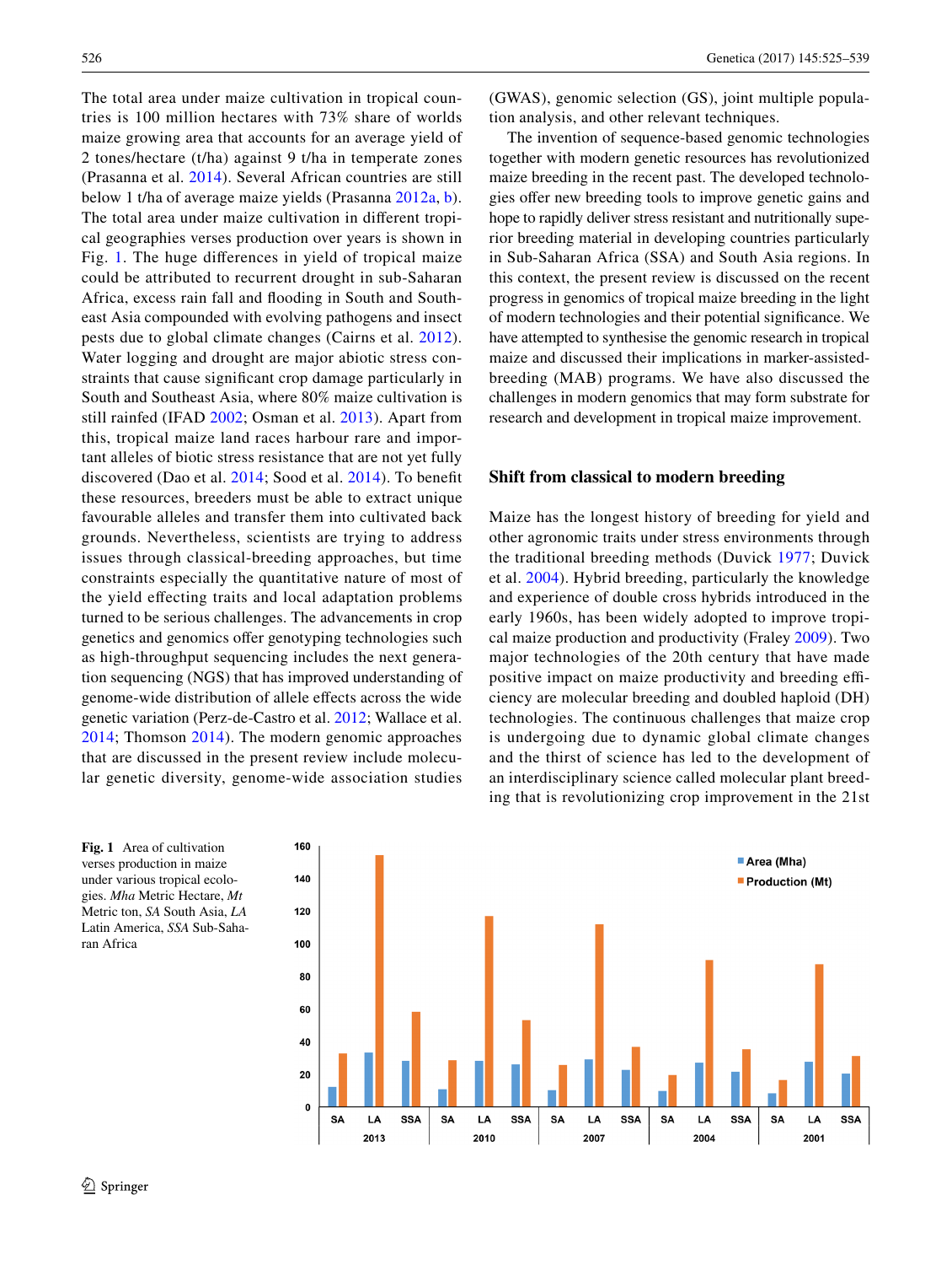The total area under maize cultivation in tropical countries is 100 million hectares with 73% share of worlds maize growing area that accounts for an average yield of 2 tones/hectare (t/ha) against 9 t/ha in temperate zones (Prasanna et al. 2014). Several African countries are still below 1 t/ha of average maize yields (Prasanna 2012a, b). The total area under maize cultivation in different tropical geographies verses production over years is shown in Fig. 1. The huge differences in yield of tropical maize could be attributed to recurrent drought in sub-Saharan Africa, excess rain fall and flooding in South and Southeast Asia compounded with evolving pathogens and insect pests due to global climate changes (Cairns et al. 2012). Water logging and drought are major abiotic stress constraints that cause significant crop damage particularly in South and Southeast Asia, where 80% maize cultivation is still rainfed (IFAD 2002; Osman et al. 2013). Apart from this, tropical maize land races harbour rare and important alleles of biotic stress resistance that are not yet fully discovered (Dao et al. 2014; Sood et al. 2014). To benefit these resources, breeders must be able to extract unique favourable alleles and transfer them into cultivated back grounds. Nevertheless, scientists are trying to address issues through classical-breeding approaches, but time constraints especially the quantitative nature of most of the yield effecting traits and local adaptation problems turned to be serious challenges. The advancements in crop genetics and genomics offer genotyping technologies such as high-throughput sequencing includes the next generation sequencing (NGS) that has improved understanding of genome-wide distribution of allele effects across the wide genetic variation (Perz-de-Castro et al. 2012; Wallace et al. 2014; Thomson 2014). The modern genomic approaches that are discussed in the present review include molecular genetic diversity, genome-wide association studies (GWAS), genomic selection (GS), joint multiple population analysis, and other relevant techniques.

The invention of sequence-based genomic technologies together with modern genetic resources has revolutionized maize breeding in the recent past. The developed technologies offer new breeding tools to improve genetic gains and hope to rapidly deliver stress resistant and nutritionally superior breeding material in developing countries particularly in Sub-Saharan Africa (SSA) and South Asia regions. In this context, the present review is discussed on the recent progress in genomics of tropical maize breeding in the light of modern technologies and their potential significance. We have attempted to synthesise the genomic research in tropical maize and discussed their implications in marker-assisted-breeding (MAB) programs. We have also discussed the challenges in modern genomics that may form substrate for research and development in tropical maize improvement.

## Shift from classical to modern breeding

Maize has the longest history of breeding for yield and other agronomic traits under stress environments through the traditional breeding methods (Duvick 1977; Duvick et al. 2004). Hybrid breeding, particularly the knowledge and experience of double cross hybrids introduced in the early 1960s, has been widely adopted to improve tropical maize production and productivity (Fraley 2009). Two major technologies of the 20th century that have made positive impact on maize productivity and breeding efficiency are molecular breeding and doubled haploid (DH) technologies. The continuous challenges that maize crop is undergoing due to dynamic global climate changes and the thirst of science has led to the development of an interdisciplinary science called molecular plant breeding that is revolutionizing crop improvement in the 21st

**Fig. 1** Area of cultivation verses production in maize under various tropical ecologies. *Mha* Metric Hectare, *Mt* Metric ton, *SA* South Asia, *LA* Latin America, *SSA* Sub-Saharan Africa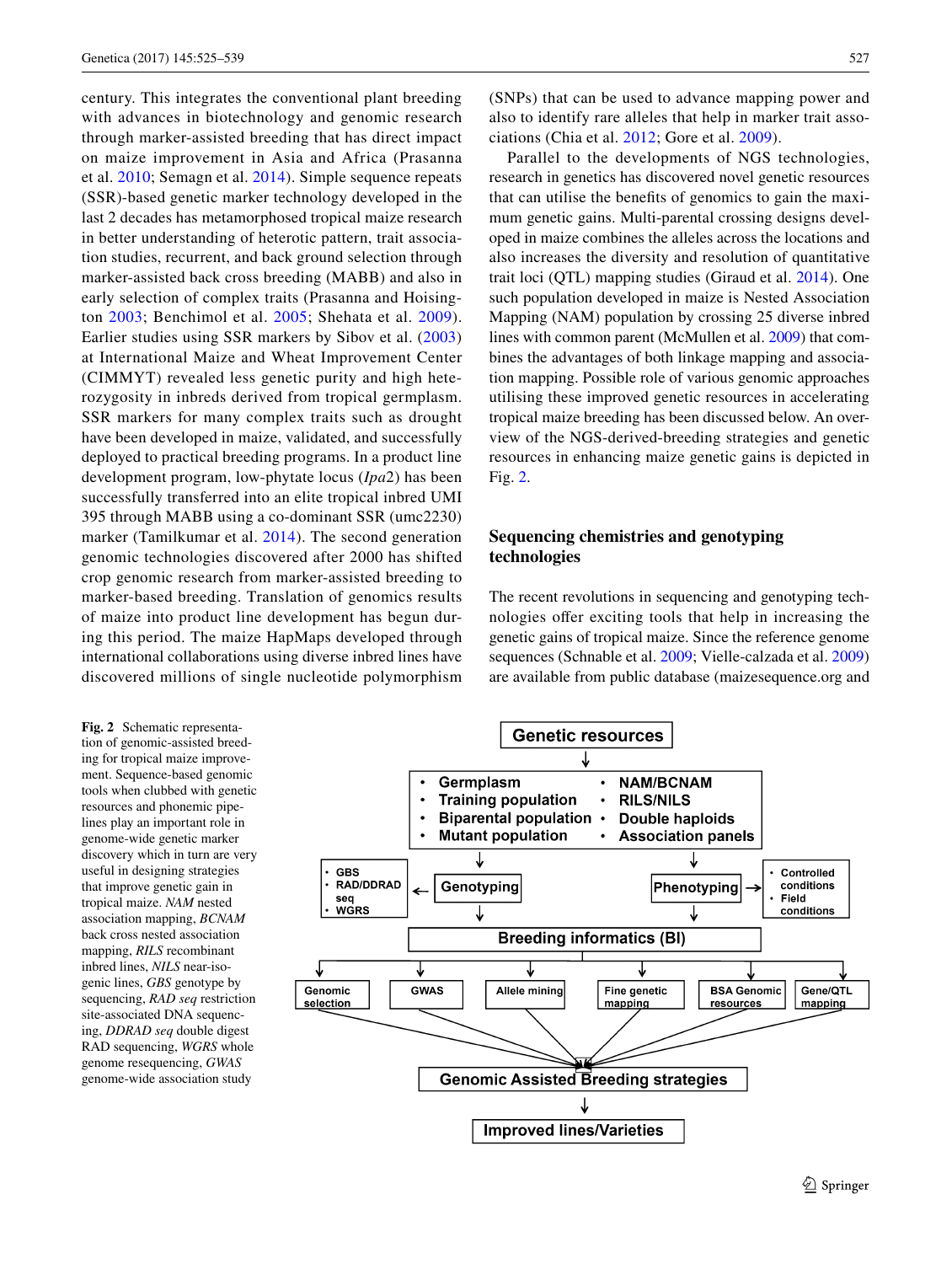century. This integrates the conventional plant breeding with advances in biotechnology and genomic research through marker-assisted breeding that has direct impact on maize improvement in Asia and Africa (Prasanna et al. 2010; Semagn et al. 2014). Simple sequence repeats (SSR)-based genetic marker technology developed in the last 2 decades has metamorphosed tropical maize research in better understanding of heterotic pattern, trait association studies, recurrent, and back ground selection through marker-assisted back cross breeding (MABB) and also in early selection of complex traits (Prasanna and Hoisington 2003; Benchimol et al. 2005; Shehata et al. 2009). Earlier studies using SSR markers by Sibov et al. (2003) at International Maize and Wheat Improvement Center (CIMMYT) revealed less genetic purity and high heterozygosity in inbreds derived from tropical germplasm. SSR markers for many complex traits such as drought have been developed in maize, validated, and successfully deployed to practical breeding programs. In a product line development program, low-phytate locus (*lpa*2) has been successfully transferred into an elite tropical inbred UMI 395 through MABB using a co-dominant SSR (umc2230) marker (Tamilkumar et al. 2014). The second generation genomic technologies discovered after 2000 has shifted crop genomic research from marker-assisted breeding to marker-based breeding. Translation of genomics results of maize into product line development has begun during this period. The maize HapMaps developed through international collaborations using diverse inbred lines have discovered millions of single nucleotide polymorphism (SNPs) that can be used to advance mapping power and also to identify rare alleles that help in marker trait associations (Chia et al. 2012; Gore et al. 2009).

Parallel to the developments of NGS technologies, research in genetics has discovered novel genetic resources that can utilise the benefits of genomics to gain the maximum genetic gains. Multi-parental crossing designs developed in maize combines the alleles across the locations and also increases the diversity and resolution of quantitative trait loci (QTL) mapping studies (Giraud et al. 2014). One such population developed in maize is Nested Association Mapping (NAM) population by crossing 25 diverse inbred lines with common parent (McMullen et al. 2009) that combines the advantages of both linkage mapping and association mapping. Possible role of various genomic approaches utilising these improved genetic resources in accelerating tropical maize breeding has been discussed below. An overview of the NGS-derived-breeding strategies and genetic resources in enhancing maize genetic gains is depicted in Fig. 2.

## Sequencing chemistries and genotyping technologies

The recent revolutions in sequencing and genotyping technologies offer exciting tools that help in increasing the genetic gains of tropical maize. Since the reference genome sequences (Schnable et al. 2009; Vielle-calzada et al. 2009) are available from public database (maizesequence.org and

**Fig. 2** Schematic representation of genomic-assisted breeding for tropical maize improvement. Sequence-based genomic tools when clubbed with genetic resources and phenomic pipelines play an important role in genome-wide genetic marker discovery which in turn are very useful in designing strategies that improve genetic gain in tropical maize. *NAM* nested association mapping, *BCNAM* back cross nested association mapping, *RILS* recombinant inbred lines, *NILS* near-isogenic lines, *GBS* genotype by sequencing, *RAD seq* restriction site-associated DNA sequencing, *DDRAD seq* double digest RAD sequencing, *WGRS* whole genome resequencing, *GWAS* genome-wide association study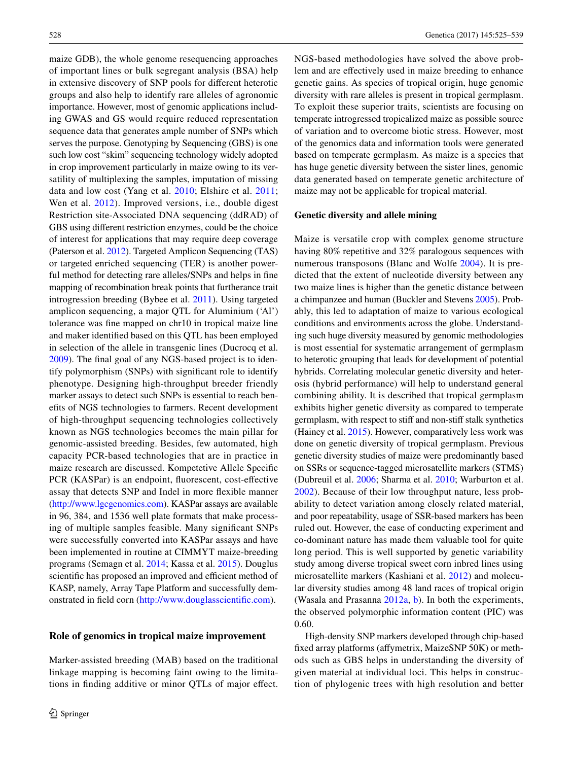maize GDB), the whole genome resequencing approaches of important lines or bulk segregant analysis (BSA) help in extensive discovery of SNP pools for different heterotic groups and also help to identify rare alleles of agronomic importance. However, most of genomic applications including GWAS and GS would require reduced representation sequence data that generates ample number of SNPs which serves the purpose. Genotyping by Sequencing (GBS) is one such low cost "skim" sequencing technology widely adopted in crop improvement particularly in maize owing to its versatility of multiplexing the samples, imputation of missing data and low cost (Yang et al. 2010; Elshire et al. 2011; Wen et al. 2012). Improved versions, i.e., double digest Restriction site-Associated DNA sequencing (ddRAD) of GBS using different restriction enzymes, could be the choice of interest for applications that may require deep coverage (Paterson et al. 2012). Targeted Amplicon Sequencing (TAS) or targeted enriched sequencing (TER) is another powerful method for detecting rare alleles/SNPs and helps in fine mapping of recombination break points that furtherance trait introgression breeding (Bybee et al. 2011). Using targeted amplicon sequencing, a major QTL for Aluminium ('Al') tolerance was fine mapped on chr10 in tropical maize line and maker identified based on this QTL has been employed in selection of the allele in transgenic lines (Ducrocq et al. 2009). The final goal of any NGS-based project is to identify polymorphism (SNPs) with significant role to identify phenotype. Designing high-throughput breeder friendly marker assays to detect such SNPs is essential to reach benefits of NGS technologies to farmers. Recent development of high-throughput sequencing technologies collectively known as NGS technologies becomes the main pillar for genomic-assisted breeding. Besides, few automated, high capacity PCR-based technologies that are in practice in maize research are discussed. Kompetetive Allele Specific PCR (KASPar) is an endpoint, fluorescent, cost-effective assay that detects SNP and Indel in more flexible manner (http://www.lgcgenomics.com). KASPar assays are available in 96, 384, and 1536 well plate formats that make processing of multiple samples feasible. Many significant SNPs were successfully converted into KASPar assays and have been implemented in routine at CIMMYT maize-breeding programs (Semagn et al. 2014; Kassa et al. 2015). Douglus scientific has proposed an improved and efficient method of KASP, namely, Array Tape Platform and successfully demonstrated in field corn (http://www.douglasscientific.com).

## Role of genomics in tropical maize improvement

Marker-assisted breeding (MAB) based on the traditional linkage mapping is becoming faint owing to the limitations in finding additive or minor QTLs of major effect. NGS-based methodologies have solved the above problem and are effectively used in maize breeding to enhance genetic gains. As species of tropical origin, huge genomic diversity with rare alleles is present in tropical germplasm. To exploit these superior traits, scientists are focusing on temperate introgressed tropicalized maize as possible source of variation and to overcome biotic stress. However, most of the genomics data and information tools were generated based on temperate germplasm. As maize is a species that has huge genetic diversity between the sister lines, genomic data generated based on temperate genetic architecture of maize may not be applicable for tropical material.

### Genetic diversity and allele mining

Maize is versatile crop with complex genome structure having 80% repetitive and 32% paralogous sequences with numerous transposons (Blanc and Wolfe 2004). It is predicted that the extent of nucleotide diversity between any two maize lines is higher than the genetic distance between a chimpanzee and human (Buckler and Stevens 2005). Probably, this led to adaptation of maize to various ecological conditions and environments across the globe. Understanding such huge diversity measured by genomic methodologies is most essential for systematic arrangement of germplasm to heterotic grouping that leads for development of potential hybrids. Correlating molecular genetic diversity and heterosis (hybrid performance) will help to understand general combining ability. It is described that tropical germplasm exhibits higher genetic diversity as compared to temperate germplasm, with respect to stiff and non-stiff stalk synthetics (Hainey et al. 2015). However, comparatively less work was done on genetic diversity of tropical germplasm. Previous genetic diversity studies of maize were predominantly based on SSRs or sequence-tagged microsatellite markers (STMS) (Dubreuil et al. 2006; Sharma et al. 2010; Warburton et al. 2002). Because of their low throughput nature, less probability to detect variation among closely related material, and poor repeatability, usage of SSR-based markers has been ruled out. However, the ease of conducting experiment and co-dominant nature has made them valuable tool for quite long period. This is well supported by genetic variability study among diverse tropical sweet corn inbred lines using microsatellite markers (Kashiani et al. 2012) and molecular diversity studies among 48 land races of tropical origin (Wasala and Prasanna 2012a, b). In both the experiments, the observed polymorphic information content (PIC) was 0.60.

High-density SNP markers developed through chip-based fixed array platforms (affymetrix, MaizeSNP 50K) or methods such as GBS helps in understanding the diversity of given material at individual loci. This helps in construction of phylogenic trees with high resolution and better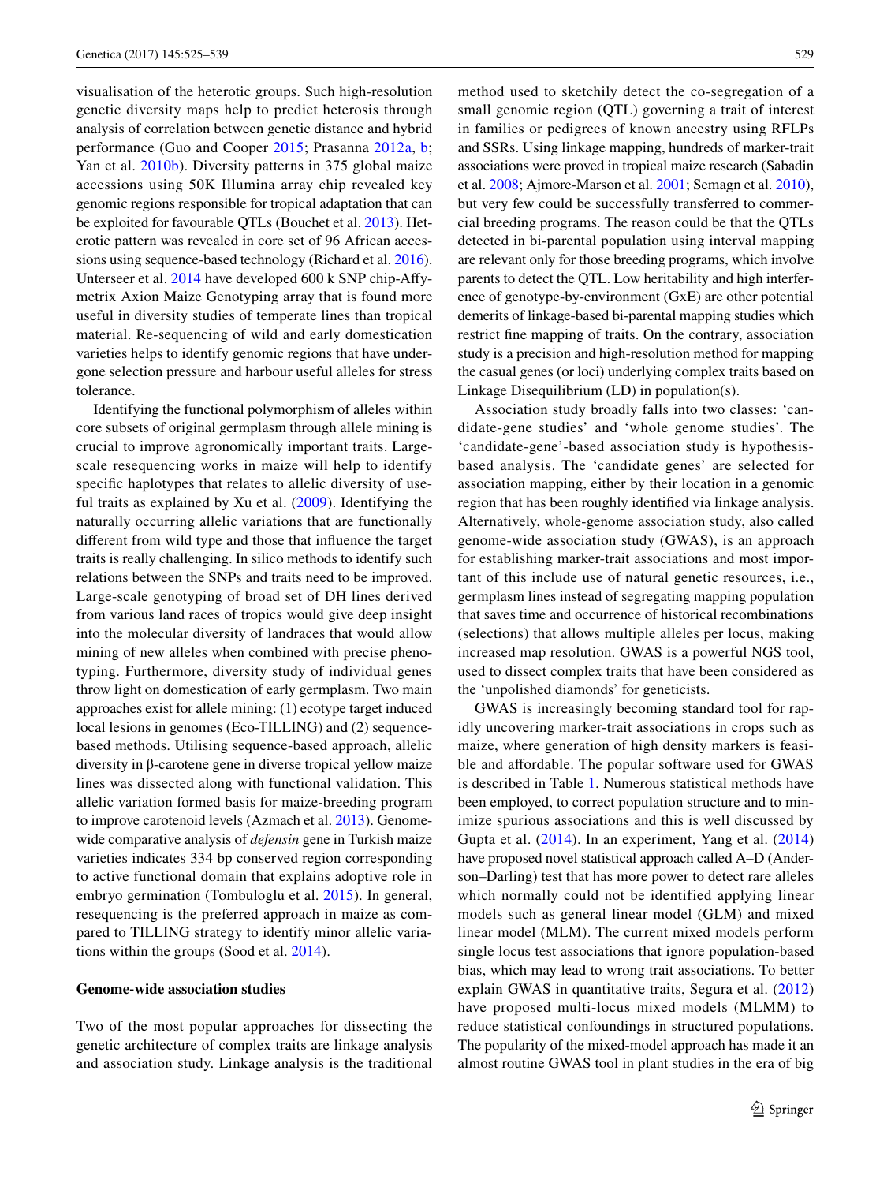visualisation of the heterotic groups. Such high-resolution genetic diversity maps help to predict heterosis through analysis of correlation between genetic distance and hybrid performance (Guo and Cooper 2015; Prasanna 2012a, b; Yan et al. 2010b). Diversity patterns in 375 global maize accessions using 50K Illumina array chip revealed key genomic regions responsible for tropical adaptation that can be exploited for favourable QTLs (Bouchet et al. 2013). Heterotic pattern was revealed in core set of 96 African accessions using sequence-based technology (Richard et al. 2016). Unterseer et al. 2014 have developed 600 k SNP chip-Affymetrix Axion Maize Genotyping array that is found more useful in diversity studies of temperate lines than tropical material. Re-sequencing of wild and early domestication varieties helps to identify genomic regions that have undergone selection pressure and harbour useful alleles for stress tolerance.

Identifying the functional polymorphism of alleles within core subsets of original germplasm through allele mining is crucial to improve agronomically important traits. Large-scale resequencing works in maize will help to identify specific haplotypes that relates to allelic diversity of useful traits as explained by Xu et al. (2009). Identifying the naturally occurring allelic variations that are functionally different from wild type and those that influence the target traits is really challenging. In silico methods to identify such relations between the SNPs and traits need to be improved. Large-scale genotyping of broad set of DH lines derived from various land races of tropics would give deep insight into the molecular diversity of landraces that would allow mining of new alleles when combined with precise phenotyping. Furthermore, diversity study of individual genes throw light on domestication of early germplasm. Two main approaches exist for allele mining: (1) ecotype target induced local lesions in genomes (Eco-TILLING) and (2) sequence-based methods. Utilising sequence-based approach, allelic diversity in β-carotene gene in diverse tropical yellow maize lines was dissected along with functional validation. This allelic variation formed basis for maize-breeding program to improve carotenoid levels (Azmach et al. 2013). Genome-wide comparative analysis of *defensin* gene in Turkish maize varieties indicates 334 bp conserved region corresponding to active functional domain that explains adoptive role in embryo germination (Tombuloglu et al. 2015). In general, resequencing is the preferred approach in maize as compared to TILLING strategy to identify minor allelic variations within the groups (Sood et al. 2014).

**Genome-wide association studies**

Two of the most popular approaches for dissecting the genetic architecture of complex traits are linkage analysis and association study. Linkage analysis is the traditional method used to sketchily detect the co-segregation of a small genomic region (QTL) governing a trait of interest in families or pedigrees of known ancestry using RFLPs and SSRs. Using linkage mapping, hundreds of marker-trait associations were proved in tropical maize research (Sabadin et al. 2008; Ajmore-Marson et al. 2001; Semagn et al. 2010), but very few could be successfully transferred to commercial breeding programs. The reason could be that the QTLs detected in bi-parental population using interval mapping are relevant only for those breeding programs, which involve parents to detect the QTL. Low heritability and high interference of genotype-by-environment (GxE) are other potential demerits of linkage-based bi-parental mapping studies which restrict fine mapping of traits. On the contrary, association study is a precision and high-resolution method for mapping the casual genes (or loci) underlying complex traits based on Linkage Disequilibrium (LD) in population(s).

Association study broadly falls into two classes: 'candidate-gene studies' and 'whole genome studies'. The 'candidate-gene'-based association study is hypothesis-based analysis. The 'candidate genes' are selected for association mapping, either by their location in a genomic region that has been roughly identified via linkage analysis. Alternatively, whole-genome association study, also called genome-wide association study (GWAS), is an approach for establishing marker-trait associations and most important of this include use of natural genetic resources, i.e., germplasm lines instead of segregating mapping population that saves time and occurrence of historical recombinations (selections) that allows multiple alleles per locus, making increased map resolution. GWAS is a powerful NGS tool, used to dissect complex traits that have been considered as the 'unpolished diamonds' for geneticists.

GWAS is increasingly becoming standard tool for rapidly uncovering marker-trait associations in crops such as maize, where generation of high density markers is feasible and affordable. The popular software used for GWAS is described in Table 1. Numerous statistical methods have been employed, to correct population structure and to minimize spurious associations and this is well discussed by Gupta et al. (2014). In an experiment, Yang et al. (2014) have proposed novel statistical approach called A–D (Anderson–Darling) test that has more power to detect rare alleles which normally could not be identified applying linear models such as general linear model (GLM) and mixed linear model (MLM). The current mixed models perform single locus test associations that ignore population-based bias, which may lead to wrong trait associations. To better explain GWAS in quantitative traits, Segura et al. (2012) have proposed multi-locus mixed models (MLMM) to reduce statistical confoundings in structured populations. The popularity of the mixed-model approach has made it an almost routine GWAS tool in plant studies in the era of big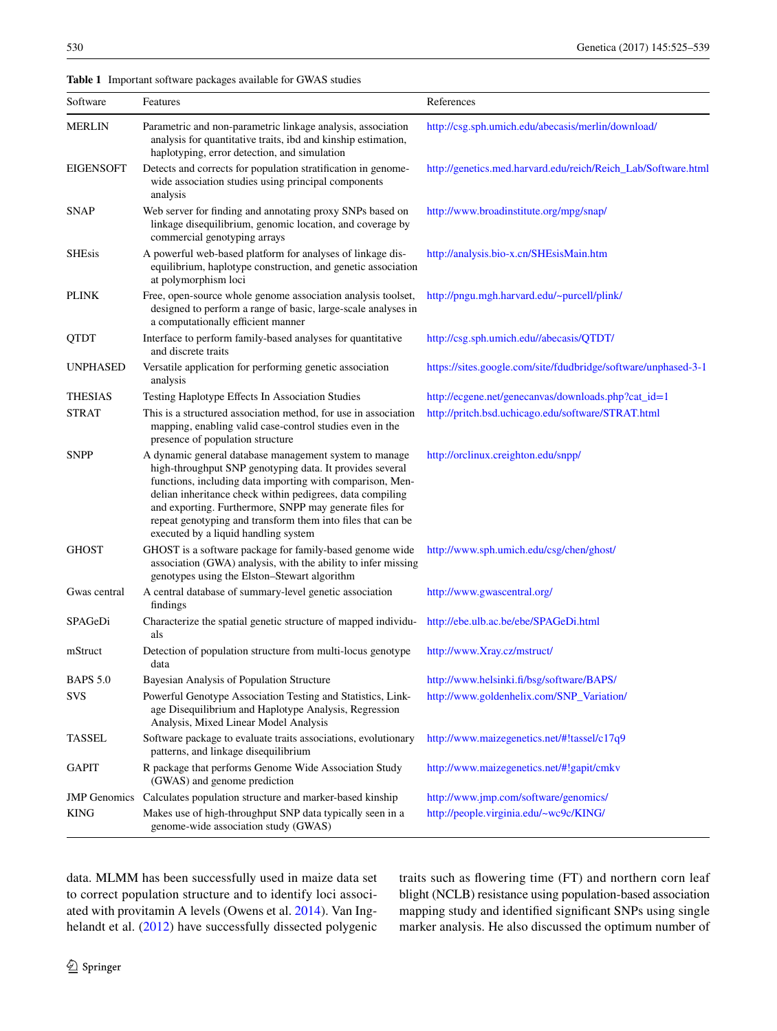**Table 1** Important software packages available for GWAS studies

| Software | Features | References |
|---|---|---|
| MERLIN | Parametric and non-parametric linkage analysis, association analysis for quantitative traits, ibd and kinship estimation, haplotyping, error detection, and simulation | http://csg.sph.umich.edu/abecasis/merlin/download/ |
| EIGENSOFT | Detects and corrects for population stratification in genome-wide association studies using principal components analysis | http://genetics.med.harvard.edu/reich/Reich_Lab/Software.html |
| SNAP | Web server for finding and annotating proxy SNPs based on linkage disequilibrium, genomic location, and coverage by commercial genotyping arrays | http://www.broadinstitute.org/mpg/snap/ |
| SHEsis | A powerful web-based platform for analyses of linkage disequilibrium, haplotype construction, and genetic association at polymorphism loci | http://analysis.bio-x.cn/SHEsisMain.htm |
| PLINK | Free, open-source whole genome association analysis toolset, designed to perform a range of basic, large-scale analyses in a computationally efficient manner | http://pngu.mgh.harvard.edu/~purcell/plink/ |
| QTDT | Interface to perform family-based analyses for quantitative and discrete traits | http://csg.sph.umich.edu//abecasis/QTDT/ |
| UNPHASED | Versatile application for performing genetic association analysis | https://sites.google.com/site/fdudbridge/software/unphased-3-1 |
| THESIAS | Testing Haplotype Effects In Association Studies | http://ecgene.net/genecanvas/downloads.php?cat_id=1 |
| STRAT | This is a structured association method, for use in association mapping, enabling valid case-control studies even in the presence of population structure | http://pritch.bsd.uchicago.edu/software/STRAT.html |
| SNPP | A dynamic general database management system to manage high-throughput SNP genotyping data. It provides several functions, including data importing with comparison, Mendelian inheritance check within pedigrees, data compiling and exporting. Furthermore, SNPP may generate files for repeat genotyping and transform them into files that can be executed by a liquid handling system | http://orclinux.creighton.edu/snpp/ |
| GHOST | GHOST is a software package for family-based genome wide association (GWA) analysis, with the ability to infer missing genotypes using the Elston–Stewart algorithm | http://www.sph.umich.edu/csg/chen/ghost/ |
| Gwas central | A central database of summary-level genetic association findings | http://www.gwascentral.org/ |
| SPAGeDi | Characterize the spatial genetic structure of mapped individuals | http://ebe.ulb.ac.be/ebe/SPAGeDi.html |
| mStruct | Detection of population structure from multi-locus genotype data | http://www.Xray.cz/mstruct/ |
| BAPS 5.0 | Bayesian Analysis of Population Structure | http://www.helsinki.fi/bsg/software/BAPS/ |
| SVS | Powerful Genotype Association Testing and Statistics, Linkage Disequilibrium and Haplotype Analysis, Regression Analysis, Mixed Linear Model Analysis | http://www.goldenhelix.com/SNP_Variation/ |
| TASSEL | Software package to evaluate traits associations, evolutionary patterns, and linkage disequilibrium | http://www.maizegenetics.net/#!tassel/c17q9 |
| GAPIT | R package that performs Genome Wide Association Study (GWAS) and genome prediction | http://www.maizegenetics.net/#!gapit/cmkv |
| JMP Genomics | Calculates population structure and marker-based kinship | http://www.jmp.com/software/genomics/ |
| KING | Makes use of high-throughput SNP data typically seen in a genome-wide association study (GWAS) | http://people.virginia.edu/~wc9c/KING/ |

data. MLMM has been successfully used in maize data set to correct population structure and to identify loci associated with provitamin A levels (Owens et al. 2014). Van Inghelandt et al. (2012) have successfully dissected polygenic traits such as flowering time (FT) and northern corn leaf blight (NCLB) resistance using population-based association mapping study and identified significant SNPs using single marker analysis. He also discussed the optimum number of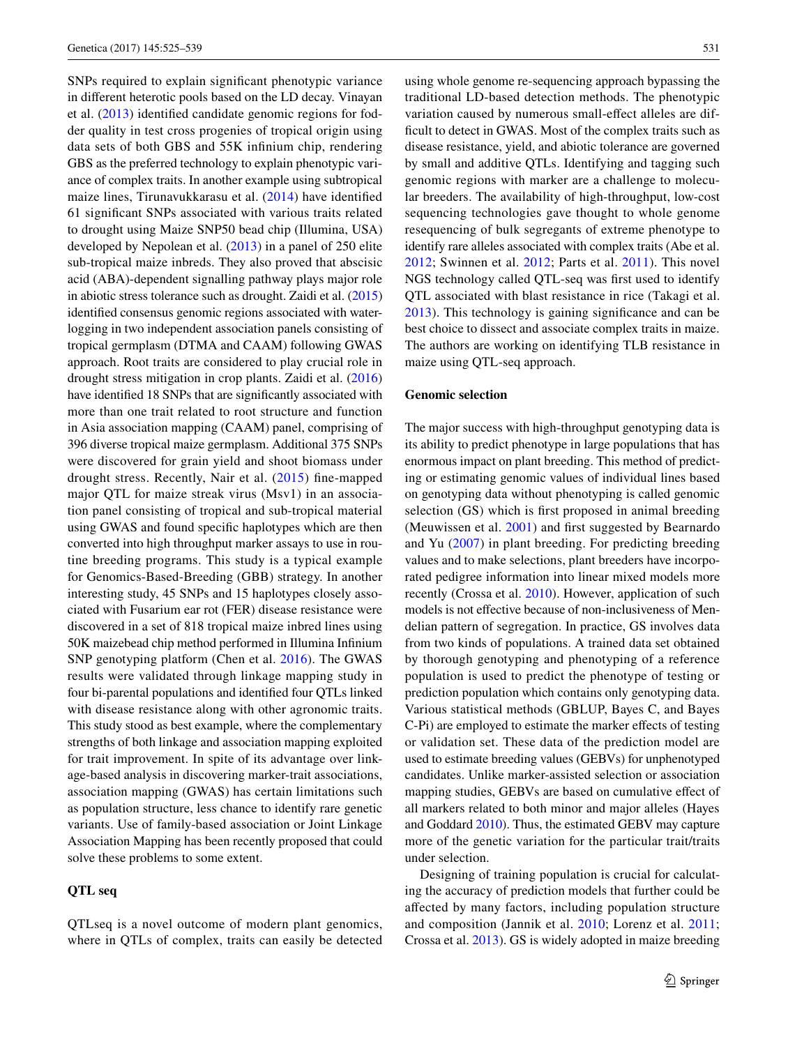SNPs required to explain significant phenotypic variance in different heterotic pools based on the LD decay. Vinayan et al. (2013) identified candidate genomic regions for fodder quality in test cross progenies of tropical origin using data sets of both GBS and 55K infinium chip, rendering GBS as the preferred technology to explain phenotypic variance of complex traits. In another example using subtropical maize lines, Tirunavukkarasu et al. (2014) have identified 61 significant SNPs associated with various traits related to drought using Maize SNP50 bead chip (Illumina, USA) developed by Nepolean et al. (2013) in a panel of 250 elite sub-tropical maize inbreds. They also proved that abscisic acid (ABA)-dependent signalling pathway plays major role in abiotic stress tolerance such as drought. Zaidi et al. (2015) identified consensus genomic regions associated with waterlogging in two independent association panels consisting of tropical germplasm (DTMA and CAAM) following GWAS approach. Root traits are considered to play crucial role in drought stress mitigation in crop plants. Zaidi et al. (2016) have identified 18 SNPs that are significantly associated with more than one trait related to root structure and function in Asia association mapping (CAAM) panel, comprising of 396 diverse tropical maize germplasm. Additional 375 SNPs were discovered for grain yield and shoot biomass under drought stress. Recently, Nair et al. (2015) fine-mapped major QTL for maize streak virus (Msv1) in an association panel consisting of tropical and sub-tropical material using GWAS and found specific haplotypes which are then converted into high throughput marker assays to use in routine breeding programs. This study is a typical example for Genomics-Based-Breeding (GBB) strategy. In another interesting study, 45 SNPs and 15 haplotypes closely associated with Fusarium ear rot (FER) disease resistance were discovered in a set of 818 tropical maize inbred lines using 50K maizebead chip method performed in Illumina Infinium SNP genotyping platform (Chen et al. 2016). The GWAS results were validated through linkage mapping study in four bi-parental populations and identified four QTLs linked with disease resistance along with other agronomic traits. This study stood as best example, where the complementary strengths of both linkage and association mapping exploited for trait improvement. In spite of its advantage over linkage-based analysis in discovering marker-trait associations, association mapping (GWAS) has certain limitations such as population structure, less chance to identify rare genetic variants. Use of family-based association or Joint Linkage Association Mapping has been recently proposed that could solve these problems to some extent.

## QTL seq

QTLseq is a novel outcome of modern plant genomics, where in QTLs of complex, traits can easily be detected using whole genome re-sequencing approach bypassing the traditional LD-based detection methods. The phenotypic variation caused by numerous small-effect alleles are difficult to detect in GWAS. Most of the complex traits such as disease resistance, yield, and abiotic tolerance are governed by small and additive QTLs. Identifying and tagging such genomic regions with marker are a challenge to molecular breeders. The availability of high-throughput, low-cost sequencing technologies gave thought to whole genome resequencing of bulk segregants of extreme phenotype to identify rare alleles associated with complex traits (Abe et al. 2012; Swinnen et al. 2012; Parts et al. 2011). This novel NGS technology called QTL-seq was first used to identify QTL associated with blast resistance in rice (Takagi et al. 2013). This technology is gaining significance and can be best choice to dissect and associate complex traits in maize. The authors are working on identifying TLB resistance in maize using QTL-seq approach.

## Genomic selection

The major success with high-throughput genotyping data is its ability to predict phenotype in large populations that has enormous impact on plant breeding. This method of predicting or estimating genomic values of individual lines based on genotyping data without phenotyping is called genomic selection (GS) which is first proposed in animal breeding (Meuwissen et al. 2001) and first suggested by Bearnardo and Yu (2007) in plant breeding. For predicting breeding values and to make selections, plant breeders have incorporated pedigree information into linear mixed models more recently (Crossa et al. 2010). However, application of such models is not effective because of non-inclusiveness of Mendelian pattern of segregation. In practice, GS involves data from two kinds of populations. A trained data set obtained by thorough genotyping and phenotyping of a reference population is used to predict the phenotype of testing or prediction population which contains only genotyping data. Various statistical methods (GBLUP, Bayes C, and Bayes C-Pi) are employed to estimate the marker effects of testing or validation set. These data of the prediction model are used to estimate breeding values (GEBVs) for unphenotyped candidates. Unlike marker-assisted selection or association mapping studies, GEBVs are based on cumulative effect of all markers related to both minor and major alleles (Hayes and Goddard 2010). Thus, the estimated GEBV may capture more of the genetic variation for the particular trait/traits under selection.

Designing of training population is crucial for calculating the accuracy of prediction models that further could be affected by many factors, including population structure and composition (Jannik et al. 2010; Lorenz et al. 2011; Crossa et al. 2013). GS is widely adopted in maize breeding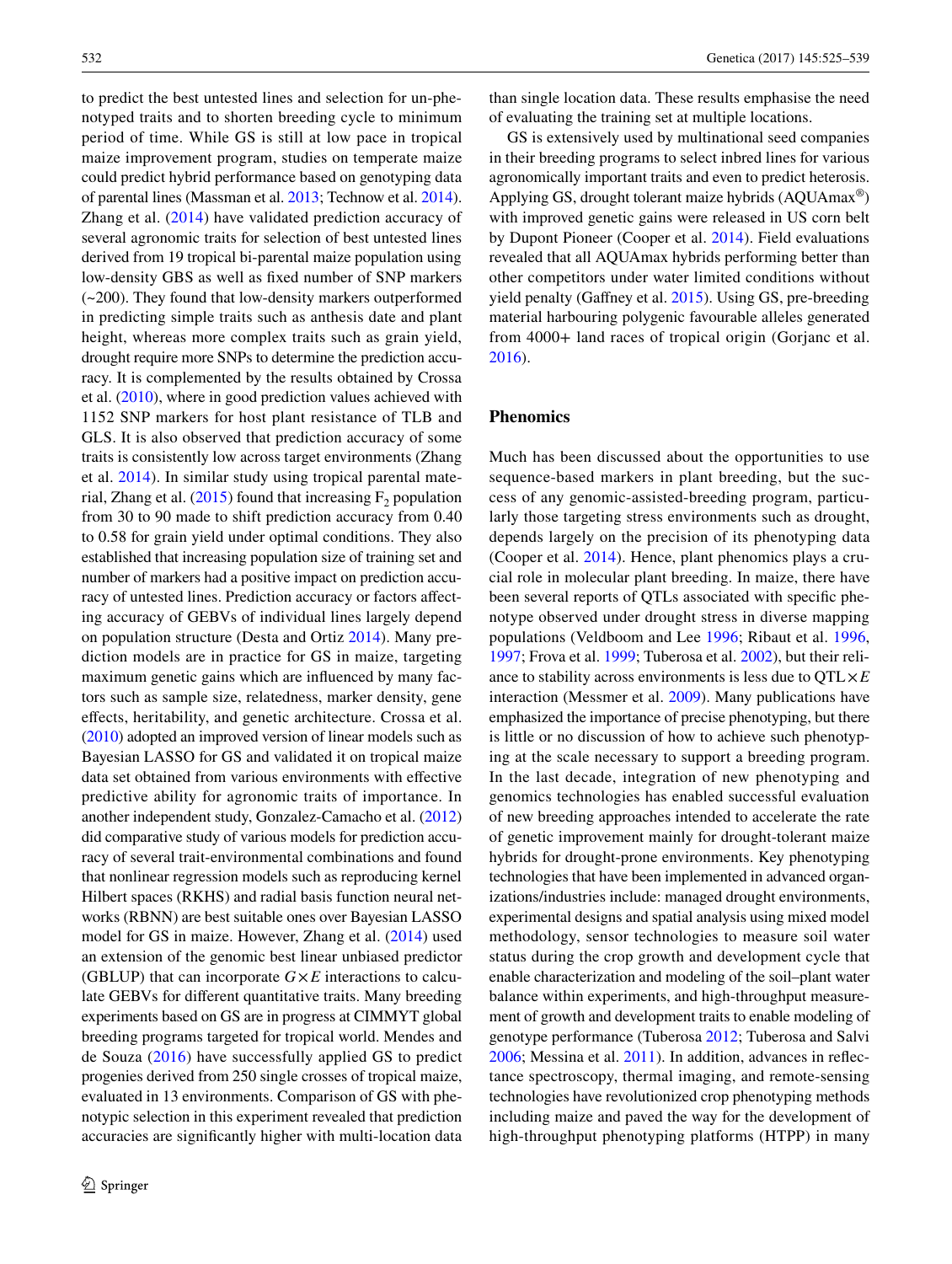to predict the best untested lines and selection for un-phenotyped traits and to shorten breeding cycle to minimum period of time. While GS is still at low pace in tropical maize improvement program, studies on temperate maize could predict hybrid performance based on genotyping data of parental lines (Massman et al. 2013; Technow et al. 2014). Zhang et al. (2014) have validated prediction accuracy of several agronomic traits for selection of best untested lines derived from 19 tropical bi-parental maize population using low-density GBS as well as fixed number of SNP markers (~200). They found that low-density markers outperformed in predicting simple traits such as anthesis date and plant height, whereas more complex traits such as grain yield, drought require more SNPs to determine the prediction accuracy. It is complemented by the results obtained by Crossa et al. (2010), where in good prediction values achieved with 1152 SNP markers for host plant resistance of TLB and GLS. It is also observed that prediction accuracy of some traits is consistently low across target environments (Zhang et al. 2014). In similar study using tropical parental material, Zhang et al. (2015) found that increasing $F_2$ population from 30 to 90 made to shift prediction accuracy from 0.40 to 0.58 for grain yield under optimal conditions. They also established that increasing population size of training set and number of markers had a positive impact on prediction accuracy of untested lines. Prediction accuracy or factors affecting accuracy of GEBVs of individual lines largely depend on population structure (Desta and Ortiz 2014). Many prediction models are in practice for GS in maize, targeting maximum genetic gains which are influenced by many factors such as sample size, relatedness, marker density, gene effects, heritability, and genetic architecture. Crossa et al. (2010) adopted an improved version of linear models such as Bayesian LASSO for GS and validated it on tropical maize data set obtained from various environments with effective predictive ability for agronomic traits of importance. In another independent study, Gonzalez-Camacho et al. (2012) did comparative study of various models for prediction accuracy of several trait-environmental combinations and found that nonlinear regression models such as reproducing kernel Hilbert spaces (RKHS) and radial basis function neural networks (RBNN) are best suitable ones over Bayesian LASSO model for GS in maize. However, Zhang et al. (2014) used an extension of the genomic best linear unbiased predictor (GBLUP) that can incorporate $G \times E$ interactions to calculate GEBVs for different quantitative traits. Many breeding experiments based on GS are in progress at CIMMYT global breeding programs targeted for tropical world. Mendes and de Souza (2016) have successfully applied GS to predict progenies derived from 250 single crosses of tropical maize, evaluated in 13 environments. Comparison of GS with phenotypic selection in this experiment revealed that prediction accuracies are significantly higher with multi-location data than single location data. These results emphasise the need of evaluating the training set at multiple locations.

GS is extensively used by multinational seed companies in their breeding programs to select inbred lines for various agronomically important traits and even to predict heterosis. Applying GS, drought tolerant maize hybrids (AQUAmax®) with improved genetic gains were released in US corn belt by Dupont Pioneer (Cooper et al. 2014). Field evaluations revealed that all AQUAmax hybrids performing better than other competitors under water limited conditions without yield penalty (Gaffney et al. 2015). Using GS, pre-breeding material harbouring polygenic favourable alleles generated from 4000+ land races of tropical origin (Gorjanc et al. 2016).

## Phenomics

Much has been discussed about the opportunities to use sequence-based markers in plant breeding, but the success of any genomic-assisted-breeding program, particularly those targeting stress environments such as drought, depends largely on the precision of its phenotyping data (Cooper et al. 2014). Hence, plant phenomics plays a crucial role in molecular plant breeding. In maize, there have been several reports of QTLs associated with specific phenotype observed under drought stress in diverse mapping populations (Veldboom and Lee 1996; Ribaut et al. 1996, 1997; Frova et al. 1999; Tuberosa et al. 2002), but their reliance to stability across environments is less due to QTL$\times E$ interaction (Messmer et al. 2009). Many publications have emphasized the importance of precise phenotyping, but there is little or no discussion of how to achieve such phenotyping at the scale necessary to support a breeding program. In the last decade, integration of new phenotyping and genomics technologies has enabled successful evaluation of new breeding approaches intended to accelerate the rate of genetic improvement mainly for drought-tolerant maize hybrids for drought-prone environments. Key phenotyping technologies that have been implemented in advanced organizations/industries include: managed drought environments, experimental designs and spatial analysis using mixed model methodology, sensor technologies to measure soil water status during the crop growth and development cycle that enable characterization and modeling of the soil–plant water balance within experiments, and high-throughput measurement of growth and development traits to enable modeling of genotype performance (Tuberosa 2012; Tuberosa and Salvi 2006; Messina et al. 2011). In addition, advances in reflectance spectroscopy, thermal imaging, and remote-sensing technologies have revolutionized crop phenotyping methods including maize and paved the way for the development of high-throughput phenotyping platforms (HTPP) in many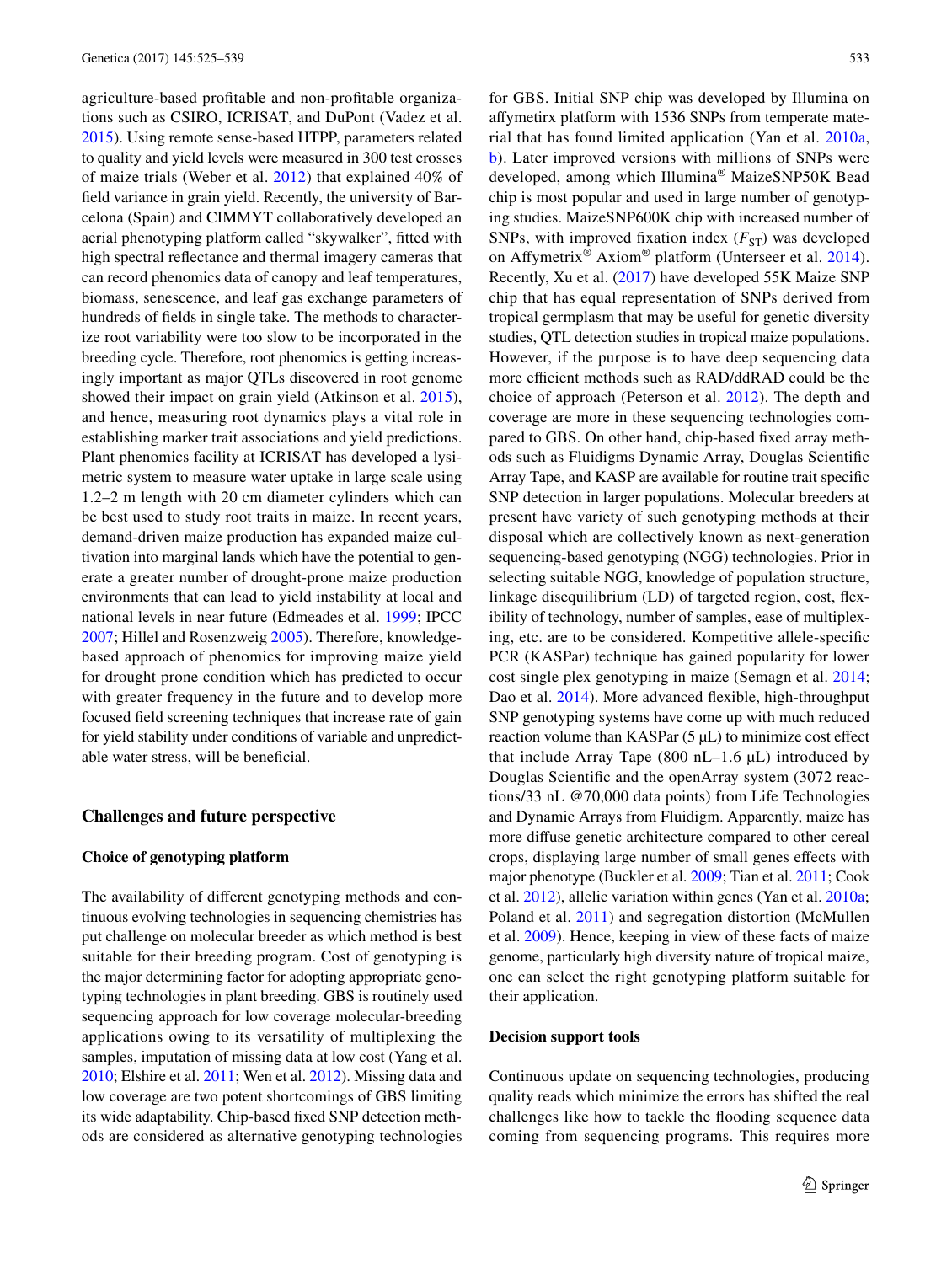agriculture-based profitable and non-profitable organizations such as CSIRO, ICRISAT, and DuPont (Vadez et al. 2015). Using remote sense-based HTPP, parameters related to quality and yield levels were measured in 300 test crosses of maize trials (Weber et al. 2012) that explained 40% of field variance in grain yield. Recently, the university of Barcelona (Spain) and CIMMYT collaboratively developed an aerial phenotyping platform called "skywalker", fitted with high spectral reflectance and thermal imagery cameras that can record phenomics data of canopy and leaf temperatures, biomass, senescence, and leaf gas exchange parameters of hundreds of fields in single take. The methods to characterize root variability were too slow to be incorporated in the breeding cycle. Therefore, root phenomics is getting increasingly important as major QTLs discovered in root genome showed their impact on grain yield (Atkinson et al. 2015), and hence, measuring root dynamics plays a vital role in establishing marker trait associations and yield predictions. Plant phenomics facility at ICRISAT has developed a lysimetric system to measure water uptake in large scale using 1.2–2 m length with 20 cm diameter cylinders which can be best used to study root traits in maize. In recent years, demand-driven maize production has expanded maize cultivation into marginal lands which have the potential to generate a greater number of drought-prone maize production environments that can lead to yield instability at local and national levels in near future (Edmeades et al. 1999; IPCC 2007; Hillel and Rosenzweig 2005). Therefore, knowledge-based approach of phenomics for improving maize yield for drought prone condition which has predicted to occur with greater frequency in the future and to develop more focused field screening techniques that increase rate of gain for yield stability under conditions of variable and unpredictable water stress, will be beneficial.

## Challenges and future perspective

### Choice of genotyping platform

The availability of different genotyping methods and continuous evolving technologies in sequencing chemistries has put challenge on molecular breeder as which method is best suitable for their breeding program. Cost of genotyping is the major determining factor for adopting appropriate genotyping technologies in plant breeding. GBS is routinely used sequencing approach for low coverage molecular-breeding applications owing to its versatility of multiplexing the samples, imputation of missing data at low cost (Yang et al. 2010; Elshire et al. 2011; Wen et al. 2012). Missing data and low coverage are two potent shortcomings of GBS limiting its wide adaptability. Chip-based fixed SNP detection methods are considered as alternative genotyping technologies for GBS. Initial SNP chip was developed by Illumina on affymetirx platform with 1536 SNPs from temperate material that has found limited application (Yan et al. 2010a, b). Later improved versions with millions of SNPs were developed, among which Illumina® MaizeSNP50K Bead chip is most popular and used in large number of genotyping studies. MaizeSNP600K chip with increased number of SNPs, with improved fixation index ($F_{ST}$) was developed on Affymetrix® Axiom® platform (Unterseer et al. 2014). Recently, Xu et al. (2017) have developed 55K Maize SNP chip that has equal representation of SNPs derived from tropical germplasm that may be useful for genetic diversity studies, QTL detection studies in tropical maize populations. However, if the purpose is to have deep sequencing data more efficient methods such as RAD/ddRAD could be the choice of approach (Peterson et al. 2012). The depth and coverage are more in these sequencing technologies compared to GBS. On other hand, chip-based fixed array methods such as Fluidigms Dynamic Array, Douglas Scientific Array Tape, and KASP are available for routine trait specific SNP detection in larger populations. Molecular breeders at present have variety of such genotyping methods at their disposal which are collectively known as next-generation sequencing-based genotyping (NGG) technologies. Prior in selecting suitable NGG, knowledge of population structure, linkage disequilibrium (LD) of targeted region, cost, flexibility of technology, number of samples, ease of multiplexing, etc. are to be considered. Kompetitive allele-specific PCR (KASPar) technique has gained popularity for lower cost single plex genotyping in maize (Semagn et al. 2014; Dao et al. 2014). More advanced flexible, high-throughput SNP genotyping systems have come up with much reduced reaction volume than KASPar (5 µL) to minimize cost effect that include Array Tape (800 nL–1.6 µL) introduced by Douglas Scientific and the openArray system (3072 reactions/33 nL @70,000 data points) from Life Technologies and Dynamic Arrays from Fluidigm. Apparently, maize has more diffuse genetic architecture compared to other cereal crops, displaying large number of small genes effects with major phenotype (Buckler et al. 2009; Tian et al. 2011; Cook et al. 2012), allelic variation within genes (Yan et al. 2010a; Poland et al. 2011) and segregation distortion (McMullen et al. 2009). Hence, keeping in view of these facts of maize genome, particularly high diversity nature of tropical maize, one can select the right genotyping platform suitable for their application.

### Decision support tools

Continuous update on sequencing technologies, producing quality reads which minimize the errors has shifted the real challenges like how to tackle the flooding sequence data coming from sequencing programs. This requires more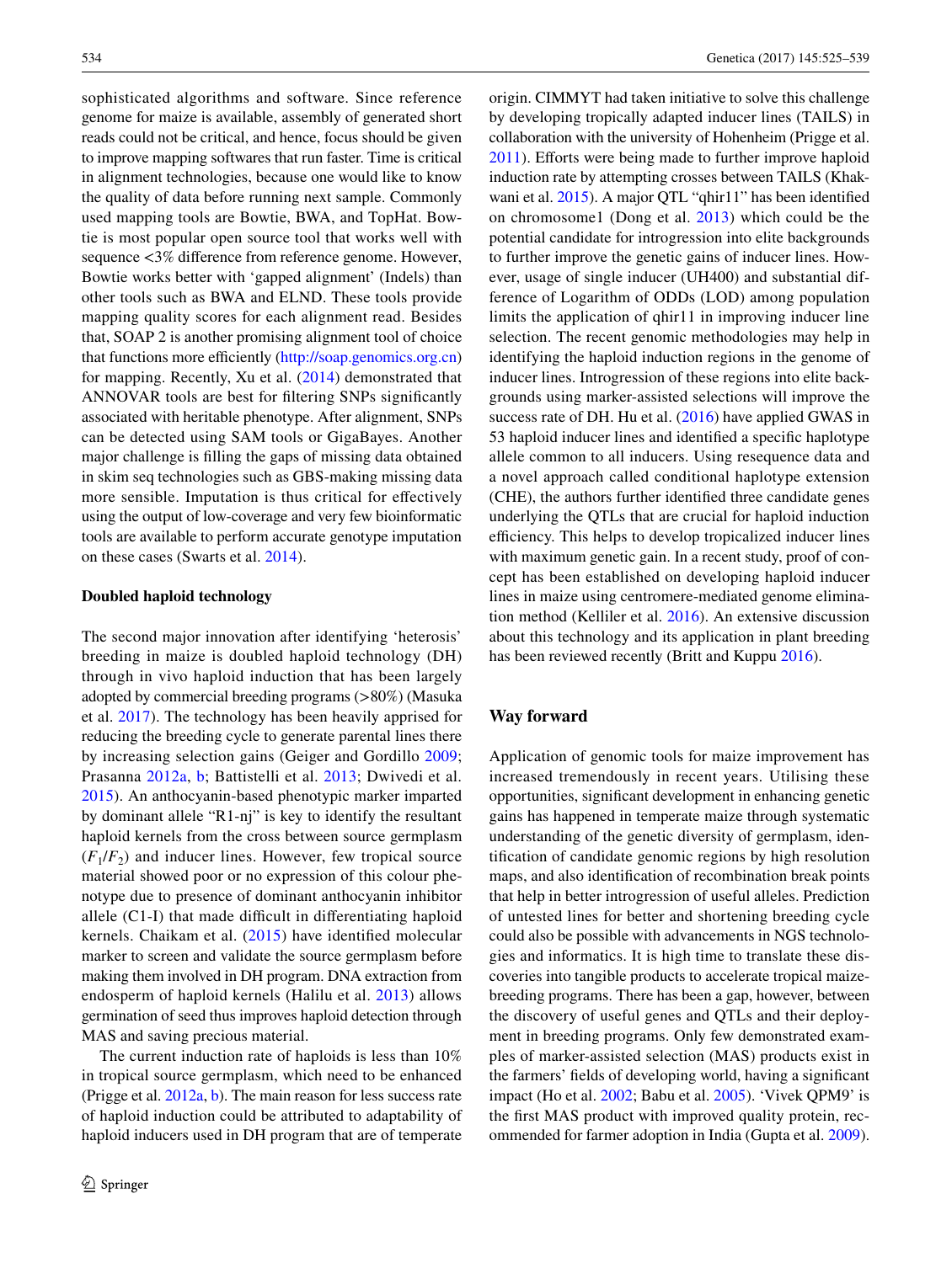sophisticated algorithms and software. Since reference genome for maize is available, assembly of generated short reads could not be critical, and hence, focus should be given to improve mapping softwares that run faster. Time is critical in alignment technologies, because one would like to know the quality of data before running next sample. Commonly used mapping tools are Bowtie, BWA, and TopHat. Bowtie is most popular open source tool that works well with sequence <3% difference from reference genome. However, Bowtie works better with 'gapped alignment' (Indels) than other tools such as BWA and ELND. These tools provide mapping quality scores for each alignment read. Besides that, SOAP 2 is another promising alignment tool of choice that functions more efficiently (http://soap.genomics.org.cn) for mapping. Recently, Xu et al. (2014) demonstrated that ANNOVAR tools are best for filtering SNPs significantly associated with heritable phenotype. After alignment, SNPs can be detected using SAM tools or GigaBayes. Another major challenge is filling the gaps of missing data obtained in skim seq technologies such as GBS-making missing data more sensible. Imputation is thus critical for effectively using the output of low-coverage and very few bioinformatic tools are available to perform accurate genotype imputation on these cases (Swarts et al. 2014).

### Doubled haploid technology

The second major innovation after identifying 'heterosis' breeding in maize is doubled haploid technology (DH) through in vivo haploid induction that has been largely adopted by commercial breeding programs (>80%) (Masuka et al. 2017). The technology has been heavily apprised for reducing the breeding cycle to generate parental lines there by increasing selection gains (Geiger and Gordillo 2009; Prasanna 2012a, b; Battistelli et al. 2013; Dwivedi et al. 2015). An anthocyanin-based phenotypic marker imparted by dominant allele "R1-nj" is key to identify the resultant haploid kernels from the cross between source germplasm ($F_1$/$F_2$) and inducer lines. However, few tropical source material showed poor or no expression of this colour phenotype due to presence of dominant anthocyanin inhibitor allele (C1-I) that made difficult in differentiating haploid kernels. Chaikam et al. (2015) have identified molecular marker to screen and validate the source germplasm before making them involved in DH program. DNA extraction from endosperm of haploid kernels (Halilu et al. 2013) allows germination of seed thus improves haploid detection through MAS and saving precious material.

The current induction rate of haploids is less than 10% in tropical source germplasm, which need to be enhanced (Prigge et al. 2012a, b). The main reason for less success rate of haploid induction could be attributed to adaptability of haploid inducers used in DH program that are of temperate origin. CIMMYT had taken initiative to solve this challenge by developing tropically adapted inducer lines (TAILS) in collaboration with the university of Hohenheim (Prigge et al. 2011). Efforts were being made to further improve haploid induction rate by attempting crosses between TAILS (Khakwani et al. 2015). A major QTL "qhir11" has been identified on chromosome1 (Dong et al. 2013) which could be the potential candidate for introgression into elite backgrounds to further improve the genetic gains of inducer lines. However, usage of single inducer (UH400) and substantial difference of Logarithm of ODDs (LOD) among population limits the application of qhir11 in improving inducer line selection. The recent genomic methodologies may help in identifying the haploid induction regions in the genome of inducer lines. Introgression of these regions into elite backgrounds using marker-assisted selections will improve the success rate of DH. Hu et al. (2016) have applied GWAS in 53 haploid inducer lines and identified a specific haplotype allele common to all inducers. Using resequence data and a novel approach called conditional haplotype extension (CHE), the authors further identified three candidate genes underlying the QTLs that are crucial for haploid induction efficiency. This helps to develop tropicalized inducer lines with maximum genetic gain. In a recent study, proof of concept has been established on developing haploid inducer lines in maize using centromere-mediated genome elimination method (Kelliler et al. 2016). An extensive discussion about this technology and its application in plant breeding has been reviewed recently (Britt and Kuppu 2016).

## Way forward

Application of genomic tools for maize improvement has increased tremendously in recent years. Utilising these opportunities, significant development in enhancing genetic gains has happened in temperate maize through systematic understanding of the genetic diversity of germplasm, identification of candidate genomic regions by high resolution maps, and also identification of recombination break points that help in better introgression of useful alleles. Prediction of untested lines for better and shortening breeding cycle could also be possible with advancements in NGS technologies and informatics. It is high time to translate these discoveries into tangible products to accelerate tropical maize-breeding programs. There has been a gap, however, between the discovery of useful genes and QTLs and their deployment in breeding programs. Only few demonstrated examples of marker-assisted selection (MAS) products exist in the farmers' fields of developing world, having a significant impact (Ho et al. 2002; Babu et al. 2005). 'Vivek QPM9' is the first MAS product with improved quality protein, recommended for farmer adoption in India (Gupta et al. 2009).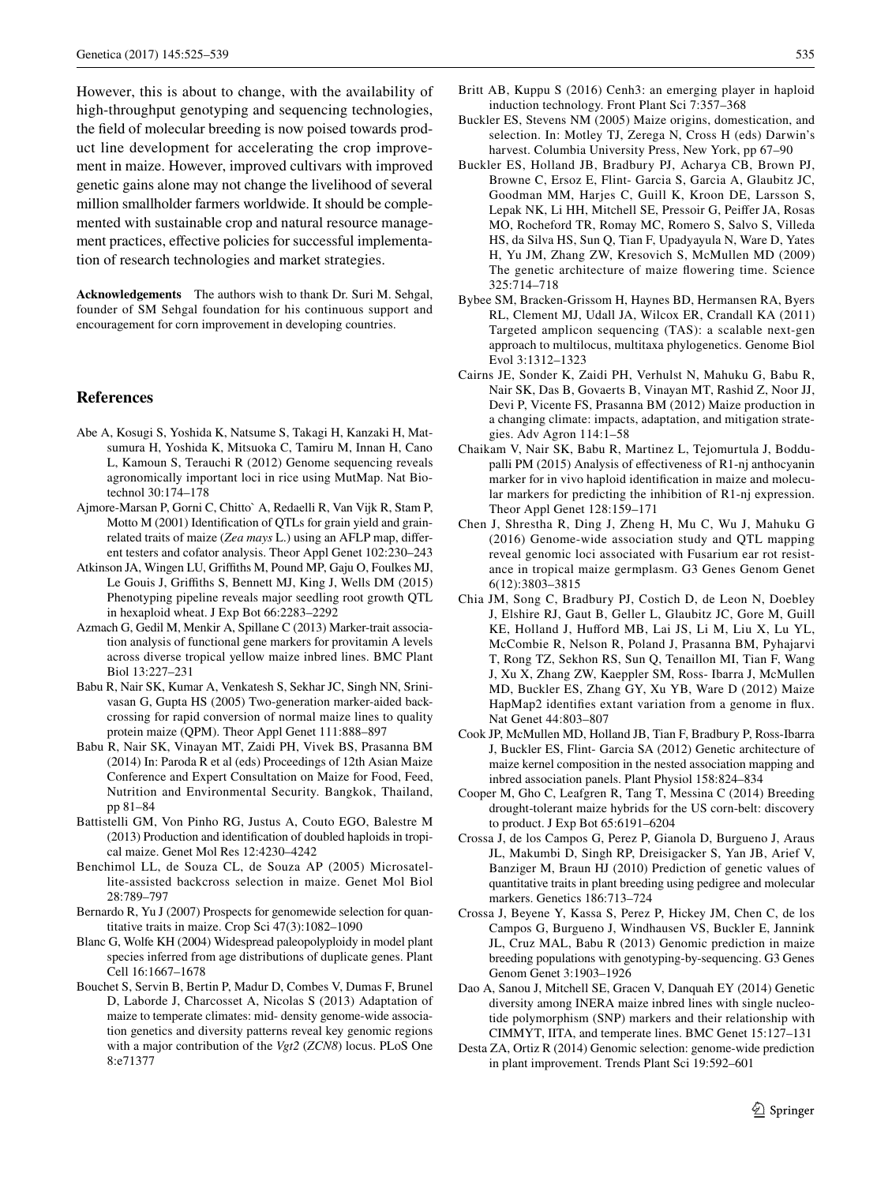However, this is about to change, with the availability of high-throughput genotyping and sequencing technologies, the field of molecular breeding is now poised towards product line development for accelerating the crop improvement in maize. However, improved cultivars with improved genetic gains alone may not change the livelihood of several million smallholder farmers worldwide. It should be complemented with sustainable crop and natural resource management practices, effective policies for successful implementation of research technologies and market strategies.

**Acknowledgements** The authors wish to thank Dr. Suri M. Sehgal, founder of SM Sehgal foundation for his continuous support and encouragement for corn improvement in developing countries.

## References

- Abe A, Kosugi S, Yoshida K, Natsume S, Takagi H, Kanzaki H, Matsumura H, Yoshida K, Mitsuoka C, Tamiru M, Innan H, Cano L, Kamoun S, Terauchi R (2012) Genome sequencing reveals agronomically important loci in rice using MutMap. Nat Biotechnol 30:174–178
- Ajmore-Marsan P, Gorni C, Chitto` A, Redaelli R, Van Vijk R, Stam P, Motto M (2001) Identification of QTLs for grain yield and grain-related traits of maize (*Zea mays* L.) using an AFLP map, different testers and cofator analysis. Theor Appl Genet 102:230–243
- Atkinson JA, Wingen LU, Griffiths M, Pound MP, Gaju O, Foulkes MJ, Le Gouis J, Griffiths S, Bennett MJ, King J, Wells DM (2015) Phenotyping pipeline reveals major seedling root growth QTL in hexaploid wheat. J Exp Bot 66:2283–2292
- Azmach G, Gedil M, Menkir A, Spillane C (2013) Marker-trait association analysis of functional gene markers for provitamin A levels across diverse tropical yellow maize inbred lines. BMC Plant Biol 13:227–231
- Babu R, Nair SK, Kumar A, Venkatesh S, Sekhar JC, Singh NN, Srinivasan G, Gupta HS (2005) Two-generation marker-aided backcrossing for rapid conversion of normal maize lines to quality protein maize (QPM). Theor Appl Genet 111:888–897
- Babu R, Nair SK, Vinayan MT, Zaidi PH, Vivek BS, Prasanna BM (2014) In: Paroda R et al (eds) Proceedings of 12th Asian Maize Conference and Expert Consultation on Maize for Food, Feed, Nutrition and Environmental Security. Bangkok, Thailand, pp 81–84
- Battistelli GM, Von Pinho RG, Justus A, Couto EGO, Balestre M (2013) Production and identification of doubled haploids in tropical maize. Genet Mol Res 12:4230–4242
- Benchimol LL, de Souza CL, de Souza AP (2005) Microsatellite-assisted backcross selection in maize. Genet Mol Biol 28:789–797
- Bernardo R, Yu J (2007) Prospects for genomewide selection for quantitative traits in maize. Crop Sci 47(3):1082–1090
- Blanc G, Wolfe KH (2004) Widespread paleopolyploidy in model plant species inferred from age distributions of duplicate genes. Plant Cell 16:1667–1678
- Bouchet S, Servin B, Bertin P, Madur D, Combes V, Dumas F, Brunel D, Laborde J, Charcosset A, Nicolas S (2013) Adaptation of maize to temperate climates: mid- density genome-wide association genetics and diversity patterns reveal key genomic regions with a major contribution of the *Vgt2* (*ZCN8*) locus. PLoS One 8:e71377
- Britt AB, Kuppu S (2016) Cenh3: an emerging player in haploid induction technology. Front Plant Sci 7:357–368
- Buckler ES, Stevens NM (2005) Maize origins, domestication, and selection. In: Motley TJ, Zerega N, Cross H (eds) Darwin's harvest. Columbia University Press, New York, pp 67–90
- Buckler ES, Holland JB, Bradbury PJ, Acharya CB, Brown PJ, Browne C, Ersoz E, Flint- Garcia S, Garcia A, Glaubitz JC, Goodman MM, Harjes C, Guill K, Kroon DE, Larsson S, Lepak NK, Li HH, Mitchell SE, Pressoir G, Peiffer JA, Rosas MO, Rocheford TR, Romay MC, Romero S, Salvo S, Villeda HS, da Silva HS, Sun Q, Tian F, Upadyayula N, Ware D, Yates H, Yu JM, Zhang ZW, Kresovich S, McMullen MD (2009) The genetic architecture of maize flowering time. Science 325:714–718
- Bybee SM, Bracken-Grissom H, Haynes BD, Hermansen RA, Byers RL, Clement MJ, Udall JA, Wilcox ER, Crandall KA (2011) Targeted amplicon sequencing (TAS): a scalable next-gen approach to multilocus, multitaxa phylogenetics. Genome Biol Evol 3:1312–1323
- Cairns JE, Sonder K, Zaidi PH, Verhulst N, Mahuku G, Babu R, Nair SK, Das B, Govaerts B, Vinayan MT, Rashid Z, Noor JJ, Devi P, Vicente FS, Prasanna BM (2012) Maize production in a changing climate: impacts, adaptation, and mitigation strategies. Adv Agron 114:1–58
- Chaikam V, Nair SK, Babu R, Martinez L, Tejomurtula J, Boddupalli PM (2015) Analysis of effectiveness of R1-nj anthocyanin marker for in vivo haploid identification in maize and molecular markers for predicting the inhibition of R1-nj expression. Theor Appl Genet 128:159–171
- Chen J, Shrestha R, Ding J, Zheng H, Mu C, Wu J, Mahuku G (2016) Genome-wide association study and QTL mapping reveal genomic loci associated with Fusarium ear rot resistance in tropical maize germplasm. G3 Genes Genom Genet 6(12):3803–3815
- Chia JM, Song C, Bradbury PJ, Costich D, de Leon N, Doebley J, Elshire RJ, Gaut B, Geller L, Glaubitz JC, Gore M, Guill KE, Holland J, Hufford MB, Lai JS, Li M, Liu X, Lu YL, McCombie R, Nelson R, Poland J, Prasanna BM, Pyhajarvi T, Rong TZ, Sekhon RS, Sun Q, Tenaillon MI, Tian F, Wang J, Xu X, Zhang ZW, Kaeppler SM, Ross- Ibarra J, McMullen MD, Buckler ES, Zhang GY, Xu YB, Ware D (2012) Maize HapMap2 identifies extant variation from a genome in flux. Nat Genet 44:803–807
- Cook JP, McMullen MD, Holland JB, Tian F, Bradbury P, Ross-Ibarra J, Buckler ES, Flint- Garcia SA (2012) Genetic architecture of maize kernel composition in the nested association mapping and inbred association panels. Plant Physiol 158:824–834
- Cooper M, Gho C, Leafgren R, Tang T, Messina C (2014) Breeding drought-tolerant maize hybrids for the US corn-belt: discovery to product. J Exp Bot 65:6191–6204
- Crossa J, de los Campos G, Perez P, Gianola D, Burgueno J, Araus JL, Makumbi D, Singh RP, Dreisigacker S, Yan JB, Arief V, Banziger M, Braun HJ (2010) Prediction of genetic values of quantitative traits in plant breeding using pedigree and molecular markers. Genetics 186:713–724
- Crossa J, Beyene Y, Kassa S, Perez P, Hickey JM, Chen C, de los Campos G, Burgueno J, Windhausen VS, Buckler E, Jannink JL, Cruz MAL, Babu R (2013) Genomic prediction in maize breeding populations with genotyping-by-sequencing. G3 Genes Genom Genet 3:1903–1926
- Dao A, Sanou J, Mitchell SE, Gracen V, Danquah EY (2014) Genetic diversity among INERA maize inbred lines with single nucleotide polymorphism (SNP) markers and their relationship with CIMMYT, IITA, and temperate lines. BMC Genet 15:127–131
- Desta ZA, Ortiz R (2014) Genomic selection: genome-wide prediction in plant improvement. Trends Plant Sci 19:592–601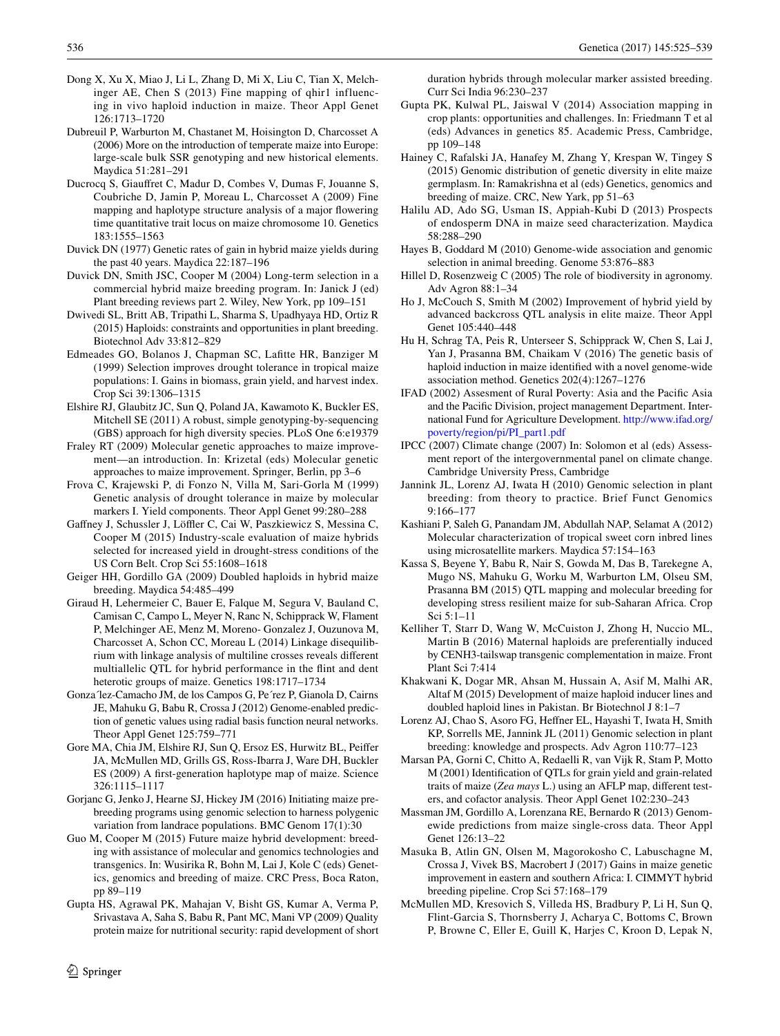Dong X, Xu X, Miao J, Li L, Zhang D, Mi X, Liu C, Tian X, Melchinger AE, Chen S (2013) Fine mapping of qhir1 influencing in vivo haploid induction in maize. Theor Appl Genet 126:1713–1720

Dubreuil P, Warburton M, Chastanet M, Hoisington D, Charcosset A (2006) More on the introduction of temperate maize into Europe: large-scale bulk SSR genotyping and new historical elements. Maydica 51:281–291

Ducrocq S, Giauffret C, Madur D, Combes V, Dumas F, Jouanne S, Coubriche D, Jamin P, Moreau L, Charcosset A (2009) Fine mapping and haplotype structure analysis of a major flowering time quantitative trait locus on maize chromosome 10. Genetics 183:1555–1563

Duvick DN (1977) Genetic rates of gain in hybrid maize yields during the past 40 years. Maydica 22:187–196

Duvick DN, Smith JSC, Cooper M (2004) Long-term selection in a commercial hybrid maize breeding program. In: Janick J (ed) Plant breeding reviews part 2. Wiley, New York, pp 109–151

Dwivedi SL, Britt AB, Tripathi L, Sharma S, Upadhyaya HD, Ortiz R (2015) Haploids: constraints and opportunities in plant breeding. Biotechnol Adv 33:812–829

Edmeades GO, Bolanos J, Chapman SC, Lafitte HR, Banziger M (1999) Selection improves drought tolerance in tropical maize populations: I. Gains in biomass, grain yield, and harvest index. Crop Sci 39:1306–1315

Elshire RJ, Glaubitz JC, Sun Q, Poland JA, Kawamoto K, Buckler ES, Mitchell SE (2011) A robust, simple genotyping-by-sequencing (GBS) approach for high diversity species. PLoS One 6:e19379

Fraley RT (2009) Molecular genetic approaches to maize improvement—an introduction. In: Krizetal (eds) Molecular genetic approaches to maize improvement. Springer, Berlin, pp 3–6

Frova C, Krajewski P, di Fonzo N, Villa M, Sari-Gorla M (1999) Genetic analysis of drought tolerance in maize by molecular markers I. Yield components. Theor Appl Genet 99:280–288

Gaffney J, Schussler J, Löffler C, Cai W, Paszkiewicz S, Messina C, Cooper M (2015) Industry-scale evaluation of maize hybrids selected for increased yield in drought-stress conditions of the US Corn Belt. Crop Sci 55:1608–1618

Geiger HH, Gordillo GA (2009) Doubled haploids in hybrid maize breeding. Maydica 54:485–499

Giraud H, Lehermeier C, Bauer E, Falque M, Segura V, Bauland C, Camisan C, Campo L, Meyer N, Ranc N, Schipprack W, Flament P, Melchinger AE, Menz M, Moreno- Gonzalez J, Ouzunova M, Charcosset A, Schon CC, Moreau L (2014) Linkage disequilibrium with linkage analysis of multiline crosses reveals different multiallelic QTL for hybrid performance in the flint and dent heterotic groups of maize. Genetics 198:1717–1734

Gonza´lez-Camacho JM, de los Campos G, Pe´rez P, Gianola D, Cairns JE, Mahuku G, Babu R, Crossa J (2012) Genome-enabled prediction of genetic values using radial basis function neural networks. Theor Appl Genet 125:759–771

Gore MA, Chia JM, Elshire RJ, Sun Q, Ersoz ES, Hurwitz BL, Peiffer JA, McMullen MD, Grills GS, Ross-Ibarra J, Ware DH, Buckler ES (2009) A first-generation haplotype map of maize. Science 326:1115–1117

Gorjanc G, Jenko J, Hearne SJ, Hickey JM (2016) Initiating maize pre-breeding programs using genomic selection to harness polygenic variation from landrace populations. BMC Genom 17(1):30

Guo M, Cooper M (2015) Future maize hybrid development: breeding with assistance of molecular and genomics technologies and transgenics. In: Wusirika R, Bohn M, Lai J, Kole C (eds) Genetics, genomics and breeding of maize. CRC Press, Boca Raton, pp 89–119

Gupta HS, Agrawal PK, Mahajan V, Bisht GS, Kumar A, Verma P, Srivastava A, Saha S, Babu R, Pant MC, Mani VP (2009) Quality protein maize for nutritional security: rapid development of short duration hybrids through molecular marker assisted breeding. Curr Sci India 96:230–237

Gupta PK, Kulwal PL, Jaiswal V (2014) Association mapping in crop plants: opportunities and challenges. In: Friedmann T et al (eds) Advances in genetics 85. Academic Press, Cambridge, pp 109–148

Hainey C, Rafalski JA, Hanafey M, Zhang Y, Krespan W, Tingey S (2015) Genomic distribution of genetic diversity in elite maize germplasm. In: Ramakrishna et al (eds) Genetics, genomics and breeding of maize. CRC, New Yark, pp 51–63

Halilu AD, Ado SG, Usman IS, Appiah-Kubi D (2013) Prospects of endosperm DNA in maize seed characterization. Maydica 58:288–290

Hayes B, Goddard M (2010) Genome-wide association and genomic selection in animal breeding. Genome 53:876–883

Hillel D, Rosenzweig C (2005) The role of biodiversity in agronomy. Adv Agron 88:1–34

Ho J, McCouch S, Smith M (2002) Improvement of hybrid yield by advanced backcross QTL analysis in elite maize. Theor Appl Genet 105:440–448

Hu H, Schrag TA, Peis R, Unterseer S, Schipprack W, Chen S, Lai J, Yan J, Prasanna BM, Chaikam V (2016) The genetic basis of haploid induction in maize identified with a novel genome-wide association method. Genetics 202(4):1267–1276

IFAD (2002) Assesment of Rural Poverty: Asia and the Pacific Asia and the Pacific Division, project management Department. International Fund for Agriculture Development. http://www.ifad.org/poverty/region/pi/PI_part1.pdf

IPCC (2007) Climate change (2007) In: Solomon et al (eds) Assessment report of the intergovernmental panel on climate change. Cambridge University Press, Cambridge

Jannink JL, Lorenz AJ, Iwata H (2010) Genomic selection in plant breeding: from theory to practice. Brief Funct Genomics 9:166–177

Kashiani P, Saleh G, Panandam JM, Abdullah NAP, Selamat A (2012) Molecular characterization of tropical sweet corn inbred lines using microsatellite markers. Maydica 57:154–163

Kassa S, Beyene Y, Babu R, Nair S, Gowda M, Das B, Tarekegne A, Mugo NS, Mahuku G, Worku M, Warburton LM, Olseu SM, Prasanna BM (2015) QTL mapping and molecular breeding for developing stress resilient maize for sub-Saharan Africa. Crop Sci 5:1–11

Kelliher T, Starr D, Wang W, McCuiston J, Zhong H, Nuccio ML, Martin B (2016) Maternal haploids are preferentially induced by CENH3-tailswap transgenic complementation in maize. Front Plant Sci 7:414

Khakwani K, Dogar MR, Ahsan M, Hussain A, Asif M, Malhi AR, Altaf M (2015) Development of maize haploid inducer lines and doubled haploid lines in Pakistan. Br Biotechnol J 8:1–7

Lorenz AJ, Chao S, Asoro FG, Heffner EL, Hayashi T, Iwata H, Smith KP, Sorrells ME, Jannink JL (2011) Genomic selection in plant breeding: knowledge and prospects. Adv Agron 110:77–123

Marsan PA, Gorni C, Chitto A, Redaelli R, van Vijk R, Stam P, Motto M (2001) Identification of QTLs for grain yield and grain-related traits of maize (*Zea mays* L.) using an AFLP map, different testers, and cofactor analysis. Theor Appl Genet 102:230–243

Massman JM, Gordillo A, Lorenzana RE, Bernardo R (2013) Genomewide predictions from maize single-cross data. Theor Appl Genet 126:13–22

Masuka B, Atlin GN, Olsen M, Magorokosho C, Labuschagne M, Crossa J, Vivek BS, Macrobert J (2017) Gains in maize genetic improvement in eastern and southern Africa: I. CIMMYT hybrid breeding pipeline. Crop Sci 57:168–179

McMullen MD, Kresovich S, Villeda HS, Bradbury P, Li H, Sun Q, Flint-Garcia S, Thornsberry J, Acharya C, Bottoms C, Brown P, Browne C, Eller E, Guill K, Harjes C, Kroon D, Lepak N,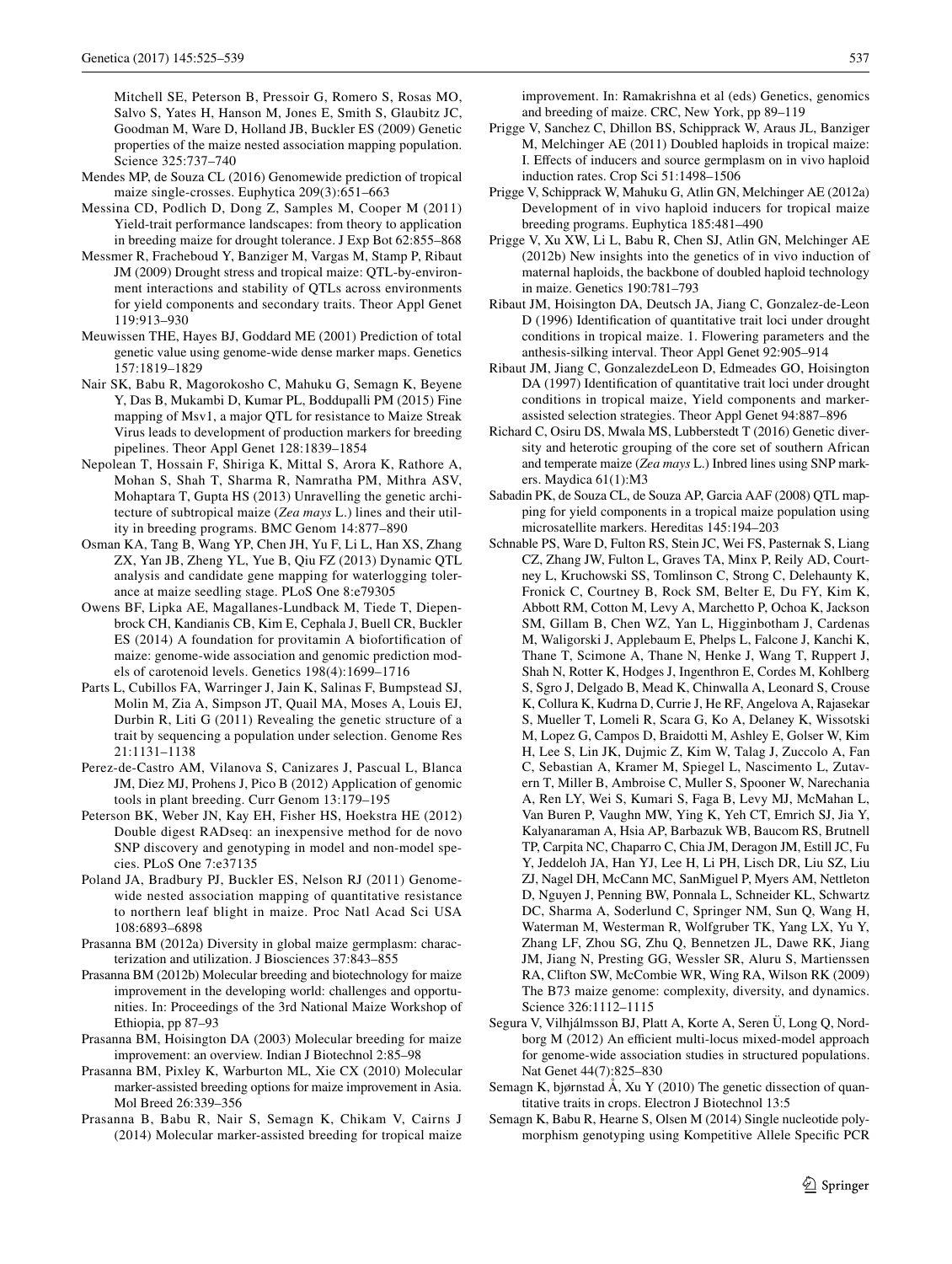Mitchell SE, Peterson B, Pressoir G, Romero S, Rosas MO, Salvo S, Yates H, Hanson M, Jones E, Smith S, Glaubitz JC, Goodman M, Ware D, Holland JB, Buckler ES (2009) Genetic properties of the maize nested association mapping population. Science 325:737–740

Mendes MP, de Souza CL (2016) Genomewide prediction of tropical maize single-crosses. Euphytica 209(3):651–663

Messina CD, Podlich D, Dong Z, Samples M, Cooper M (2011) Yield-trait performance landscapes: from theory to application in breeding maize for drought tolerance. J Exp Bot 62:855–868

Messmer R, Fracheboud Y, Banziger M, Vargas M, Stamp P, Ribaut JM (2009) Drought stress and tropical maize: QTL-by-environment interactions and stability of QTLs across environments for yield components and secondary traits. Theor Appl Genet 119:913–930

Meuwissen THE, Hayes BJ, Goddard ME (2001) Prediction of total genetic value using genome-wide dense marker maps. Genetics 157:1819–1829

Nair SK, Babu R, Magorokosho C, Mahuku G, Semagn K, Beyene Y, Das B, Mukambi D, Kumar PL, Boddupalli PM (2015) Fine mapping of Msv1, a major QTL for resistance to Maize Streak Virus leads to development of production markers for breeding pipelines. Theor Appl Genet 128:1839–1854

Nepolean T, Hossain F, Shiriga K, Mittal S, Arora K, Rathore A, Mohan S, Shah T, Sharma R, Namratha PM, Mithra ASV, Mohaptara T, Gupta HS (2013) Unravelling the genetic architecture of subtropical maize (*Zea mays* L.) lines and their utility in breeding programs. BMC Genom 14:877–890

Osman KA, Tang B, Wang YP, Chen JH, Yu F, Li L, Han XS, Zhang ZX, Yan JB, Zheng YL, Yue B, Qiu FZ (2013) Dynamic QTL analysis and candidate gene mapping for waterlogging tolerance at maize seedling stage. PLoS One 8:e79305

Owens BF, Lipka AE, Magallanes-Lundback M, Tiede T, Diepenbrock CH, Kandianis CB, Kim E, Cephala J, Buell CR, Buckler ES (2014) A foundation for provitamin A biofortification of maize: genome-wide association and genomic prediction models of carotenoid levels. Genetics 198(4):1699–1716

Parts L, Cubillos FA, Warringer J, Jain K, Salinas F, Bumpstead SJ, Molin M, Zia A, Simpson JT, Quail MA, Moses A, Louis EJ, Durbin R, Liti G (2011) Revealing the genetic structure of a trait by sequencing a population under selection. Genome Res 21:1131–1138

Perez-de-Castro AM, Vilanova S, Canizares J, Pascual L, Blanca JM, Diez MJ, Prohens J, Pico B (2012) Application of genomic tools in plant breeding. Curr Genom 13:179–195

Peterson BK, Weber JN, Kay EH, Fisher HS, Hoekstra HE (2012) Double digest RADseq: an inexpensive method for de novo SNP discovery and genotyping in model and non-model species. PLoS One 7:e37135

Poland JA, Bradbury PJ, Buckler ES, Nelson RJ (2011) Genome-wide nested association mapping of quantitative resistance to northern leaf blight in maize. Proc Natl Acad Sci USA 108:6893–6898

Prasanna BM (2012a) Diversity in global maize germplasm: characterization and utilization. J Biosciences 37:843–855

Prasanna BM (2012b) Molecular breeding and biotechnology for maize improvement in the developing world: challenges and opportunities. In: Proceedings of the 3rd National Maize Workshop of Ethiopia, pp 87–93

Prasanna BM, Hoisington DA (2003) Molecular breeding for maize improvement: an overview. Indian J Biotechnol 2:85–98

Prasanna BM, Pixley K, Warburton ML, Xie CX (2010) Molecular marker-assisted breeding options for maize improvement in Asia. Mol Breed 26:339–356

Prasanna B, Babu R, Nair S, Semagn K, Chikam V, Cairns J (2014) Molecular marker-assisted breeding for tropical maize improvement. In: Ramakrishna et al (eds) Genetics, genomics and breeding of maize. CRC, New York, pp 89–119

Prigge V, Sanchez C, Dhillon BS, Schipprack W, Araus JL, Banziger M, Melchinger AE (2011) Doubled haploids in tropical maize: I. Effects of inducers and source germplasm on in vivo haploid induction rates. Crop Sci 51:1498–1506

Prigge V, Schipprack W, Mahuku G, Atlin GN, Melchinger AE (2012a) Development of in vivo haploid inducers for tropical maize breeding programs. Euphytica 185:481–490

Prigge V, Xu XW, Li L, Babu R, Chen SJ, Atlin GN, Melchinger AE (2012b) New insights into the genetics of in vivo induction of maternal haploids, the backbone of doubled haploid technology in maize. Genetics 190:781–793

Ribaut JM, Hoisington DA, Deutsch JA, Jiang C, Gonzalez-de-Leon D (1996) Identification of quantitative trait loci under drought conditions in tropical maize. 1. Flowering parameters and the anthesis-silking interval. Theor Appl Genet 92:905–914

Ribaut JM, Jiang C, GonzalezdeLeon D, Edmeades GO, Hoisington DA (1997) Identification of quantitative trait loci under drought conditions in tropical maize, Yield components and marker-assisted selection strategies. Theor Appl Genet 94:887–896

Richard C, Osiru DS, Mwala MS, Lubberstedt T (2016) Genetic diversity and heterotic grouping of the core set of southern African and temperate maize (*Zea mays* L.) Inbred lines using SNP markers. Maydica 61(1):M3

Sabadin PK, de Souza CL, de Souza AP, Garcia AAF (2008) QTL mapping for yield components in a tropical maize population using microsatellite markers. Hereditas 145:194–203

Schnable PS, Ware D, Fulton RS, Stein JC, Wei FS, Pasternak S, Liang CZ, Zhang JW, Fulton L, Graves TA, Minx P, Reily AD, Courtney L, Kruchowski SS, Tomlinson C, Strong C, Delehaunty K, Fronick C, Courtney B, Rock SM, Belter E, Du FY, Kim K, Abbott RM, Cotton M, Levy A, Marchetto P, Ochoa K, Jackson SM, Gillam B, Chen WZ, Yan L, Higginbotham J, Cardenas M, Waligorski J, Applebaum E, Phelps L, Falcone J, Kanchi K, Thane T, Scimone A, Thane N, Henke J, Wang T, Ruppert J, Shah N, Rotter K, Hodges J, Ingenthron E, Cordes M, Kohlberg S, Sgro J, Delgado B, Mead K, Chinwalla A, Leonard S, Crouse K, Collura K, Kudrna D, Currie J, He RF, Angelova A, Rajasekar S, Mueller T, Lomeli R, Scara G, Ko A, Delaney K, Wissotski M, Lopez G, Campos D, Braidotti M, Ashley E, Golser W, Kim H, Lee S, Lin JK, Dujmic Z, Kim W, Talag J, Zuccolo A, Fan C, Sebastian A, Kramer M, Spiegel L, Nascimento L, Zutavern T, Miller B, Ambroise C, Muller S, Spooner W, Narechania A, Ren LY, Wei S, Kumari S, Faga B, Levy MJ, McMahan L, Van Buren P, Vaughn MW, Ying K, Yeh CT, Emrich SJ, Jia Y, Kalyanaraman A, Hsia AP, Barbazuk WB, Baucom RS, Brutnell TP, Carpita NC, Chaparro C, Chia JM, Deragon JM, Estill JC, Fu Y, Jeddeloh JA, Han YJ, Lee H, Li PH, Lisch DR, Liu SZ, Liu ZJ, Nagel DH, McCann MC, SanMiguel P, Myers AM, Nettleton D, Nguyen J, Penning BW, Ponnala L, Schneider KL, Schwartz DC, Sharma A, Soderlund C, Springer NM, Sun Q, Wang H, Waterman M, Westerman R, Wolfgruber TK, Yang LX, Yu Y, Zhang LF, Zhou SG, Zhu Q, Bennetzen JL, Dawe RK, Jiang JM, Jiang N, Presting GG, Wessler SR, Aluru S, Martienssen RA, Clifton SW, McCombie WR, Wing RA, Wilson RK (2009) The B73 maize genome: complexity, diversity, and dynamics. Science 326:1112–1115

Segura V, Vilhjálmsson BJ, Platt A, Korte A, Seren Ü, Long Q, Nordborg M (2012) An efficient multi-locus mixed-model approach for genome-wide association studies in structured populations. Nat Genet 44(7):825–830

Semagn K, bjørnstad Å, Xu Y (2010) The genetic dissection of quantitative traits in crops. Electron J Biotechnol 13:5

Semagn K, Babu R, Hearne S, Olsen M (2014) Single nucleotide polymorphism genotyping using Kompetitive Allele Specific PCR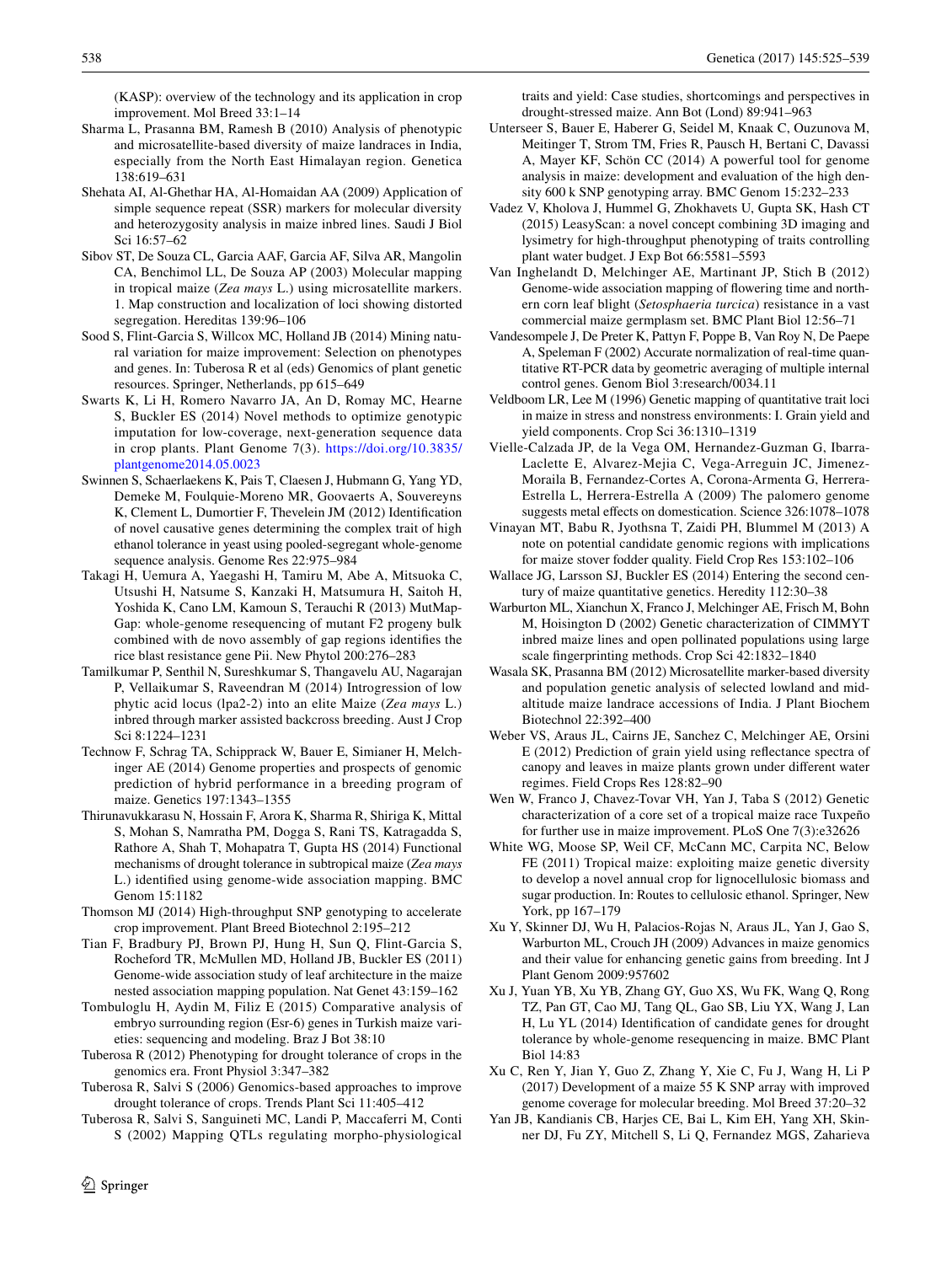(KASP): overview of the technology and its application in crop improvement. Mol Breed 33:1–14

Sharma L, Prasanna BM, Ramesh B (2010) Analysis of phenotypic and microsatellite-based diversity of maize landraces in India, especially from the North East Himalayan region. Genetica 138:619–631

Shehata AI, Al-Ghethar HA, Al-Homaidan AA (2009) Application of simple sequence repeat (SSR) markers for molecular diversity and heterozygosity analysis in maize inbred lines. Saudi J Biol Sci 16:57–62

Sibov ST, De Souza CL, Garcia AAF, Garcia AF, Silva AR, Mangolin CA, Benchimol LL, De Souza AP (2003) Molecular mapping in tropical maize (*Zea mays* L.) using microsatellite markers. 1. Map construction and localization of loci showing distorted segregation. Hereditas 139:96–106

Sood S, Flint-Garcia S, Willcox MC, Holland JB (2014) Mining natural variation for maize improvement: Selection on phenotypes and genes. In: Tuberosa R et al (eds) Genomics of plant genetic resources. Springer, Netherlands, pp 615–649

Swarts K, Li H, Romero Navarro JA, An D, Romay MC, Hearne S, Buckler ES (2014) Novel methods to optimize genotypic imputation for low-coverage, next-generation sequence data in crop plants. Plant Genome 7(3). https://doi.org/10.3835/plantgenome2014.05.0023

Swinnen S, Schaerlaekens K, Pais T, Claesen J, Hubmann G, Yang YD, Demeke M, Foulquie-Moreno MR, Goovaerts A, Souvereyns K, Clement L, Dumortier F, Thevelein JM (2012) Identification of novel causative genes determining the complex trait of high ethanol tolerance in yeast using pooled-segregant whole-genome sequence analysis. Genome Res 22:975–984

Takagi H, Uemura A, Yaegashi H, Tamiru M, Abe A, Mitsuoka C, Utsushi H, Natsume S, Kanzaki H, Matsumura H, Saitoh H, Yoshida K, Cano LM, Kamoun S, Terauchi R (2013) MutMap-Gap: whole-genome resequencing of mutant F2 progeny bulk combined with de novo assembly of gap regions identifies the rice blast resistance gene Pii. New Phytol 200:276–283

Tamilkumar P, Senthil N, Sureshkumar S, Thangavelu AU, Nagarajan P, Vellaikumar S, Raveendran M (2014) Introgression of low phytic acid locus (lpa2-2) into an elite Maize (*Zea mays* L.) inbred through marker assisted backcross breeding. Aust J Crop Sci 8:1224–1231

Technow F, Schrag TA, Schipprack W, Bauer E, Simianer H, Melchinger AE (2014) Genome properties and prospects of genomic prediction of hybrid performance in a breeding program of maize. Genetics 197:1343–1355

Thirunavukkarasu N, Hossain F, Arora K, Sharma R, Shiriga K, Mittal S, Mohan S, Namratha PM, Dogga S, Rani TS, Katragadda S, Rathore A, Shah T, Mohapatra T, Gupta HS (2014) Functional mechanisms of drought tolerance in subtropical maize (*Zea mays* L.) identified using genome-wide association mapping. BMC Genom 15:1182

Thomson MJ (2014) High-throughput SNP genotyping to accelerate crop improvement. Plant Breed Biotechnol 2:195–212

Tian F, Bradbury PJ, Brown PJ, Hung H, Sun Q, Flint-Garcia S, Rocheford TR, McMullen MD, Holland JB, Buckler ES (2011) Genome-wide association study of leaf architecture in the maize nested association mapping population. Nat Genet 43:159–162

Tombuloglu H, Aydin M, Filiz E (2015) Comparative analysis of embryo surrounding region (Esr-6) genes in Turkish maize varieties: sequencing and modeling. Braz J Bot 38:10

Tuberosa R (2012) Phenotyping for drought tolerance of crops in the genomics era. Front Physiol 3:347–382

Tuberosa R, Salvi S (2006) Genomics-based approaches to improve drought tolerance of crops. Trends Plant Sci 11:405–412

Tuberosa R, Salvi S, Sanguineti MC, Landi P, Maccaferri M, Conti S (2002) Mapping QTLs regulating morpho-physiological traits and yield: Case studies, shortcomings and perspectives in drought-stressed maize. Ann Bot (Lond) 89:941–963

Unterseer S, Bauer E, Haberer G, Seidel M, Knaak C, Ouzunova M, Meitinger T, Strom TM, Fries R, Pausch H, Bertani C, Davassi A, Mayer KF, Schön CC (2014) A powerful tool for genome analysis in maize: development and evaluation of the high density 600 k SNP genotyping array. BMC Genom 15:232–233

Vadez V, Kholova J, Hummel G, Zhokhavets U, Gupta SK, Hash CT (2015) LeasyScan: a novel concept combining 3D imaging and lysimetry for high-throughput phenotyping of traits controlling plant water budget. J Exp Bot 66:5581–5593

Van Inghelandt D, Melchinger AE, Martinant JP, Stich B (2012) Genome-wide association mapping of flowering time and northern corn leaf blight (*Setosphaeria turcica*) resistance in a vast commercial maize germplasm set. BMC Plant Biol 12:56–71

Vandesompele J, De Preter K, Pattyn F, Poppe B, Van Roy N, De Paepe A, Speleman F (2002) Accurate normalization of real-time quantitative RT-PCR data by geometric averaging of multiple internal control genes. Genom Biol 3:research/0034.11

Veldboom LR, Lee M (1996) Genetic mapping of quantitative trait loci in maize in stress and nonstress environments: I. Grain yield and yield components. Crop Sci 36:1310–1319

Vielle-Calzada JP, de la Vega OM, Hernandez-Guzman G, Ibarra-Laclette E, Alvarez-Mejia C, Vega-Arreguin JC, Jimenez-Moraila B, Fernandez-Cortes A, Corona-Armenta G, Herrera-Estrella L, Herrera-Estrella A (2009) The palomero genome suggests metal effects on domestication. Science 326:1078–1078

Vinayan MT, Babu R, Jyothsna T, Zaidi PH, Blummel M (2013) A note on potential candidate genomic regions with implications for maize stover fodder quality. Field Crop Res 153:102–106

Wallace JG, Larsson SJ, Buckler ES (2014) Entering the second century of maize quantitative genetics. Heredity 112:30–38

Warburton ML, Xianchun X, Franco J, Melchinger AE, Frisch M, Bohn M, Hoisington D (2002) Genetic characterization of CIMMYT inbred maize lines and open pollinated populations using large scale fingerprinting methods. Crop Sci 42:1832–1840

Wasala SK, Prasanna BM (2012) Microsatellite marker-based diversity and population genetic analysis of selected lowland and mid-altitude maize landrace accessions of India. J Plant Biochem Biotechnol 22:392–400

Weber VS, Araus JL, Cairns JE, Sanchez C, Melchinger AE, Orsini E (2012) Prediction of grain yield using reflectance spectra of canopy and leaves in maize plants grown under different water regimes. Field Crops Res 128:82–90

Wen W, Franco J, Chavez-Tovar VH, Yan J, Taba S (2012) Genetic characterization of a core set of a tropical maize race Tuxpeño for further use in maize improvement. PLoS One 7(3):e32626

White WG, Moose SP, Weil CF, McCann MC, Carpita NC, Below FE (2011) Tropical maize: exploiting maize genetic diversity to develop a novel annual crop for lignocellulosic biomass and sugar production. In: Routes to cellulosic ethanol. Springer, New York, pp 167–179

Xu Y, Skinner DJ, Wu H, Palacios-Rojas N, Araus JL, Yan J, Gao S, Warburton ML, Crouch JH (2009) Advances in maize genomics and their value for enhancing genetic gains from breeding. Int J Plant Genom 2009:957602

Xu J, Yuan YB, Xu YB, Zhang GY, Guo XS, Wu FK, Wang Q, Rong TZ, Pan GT, Cao MJ, Tang QL, Gao SB, Liu YX, Wang J, Lan H, Lu YL (2014) Identification of candidate genes for drought tolerance by whole-genome resequencing in maize. BMC Plant Biol 14:83

Xu C, Ren Y, Jian Y, Guo Z, Zhang Y, Xie C, Fu J, Wang H, Li P (2017) Development of a maize 55 K SNP array with improved genome coverage for molecular breeding. Mol Breed 37:20–32

Yan JB, Kandianis CB, Harjes CE, Bai L, Kim EH, Yang XH, Skinner DJ, Fu ZY, Mitchell S, Li Q, Fernandez MGS, Zaharieva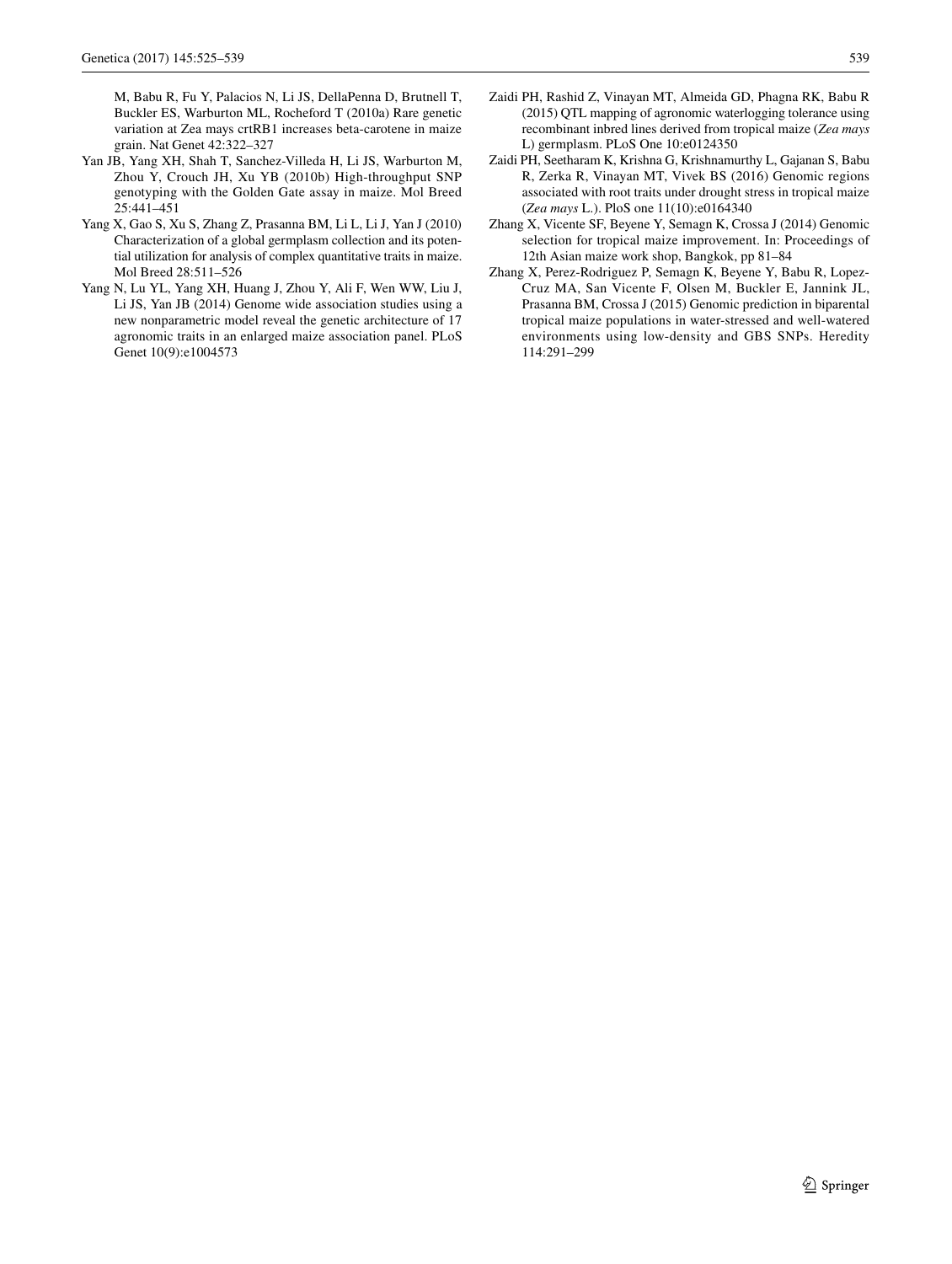M, Babu R, Fu Y, Palacios N, Li JS, DellaPenna D, Brutnell T, Buckler ES, Warburton ML, Rocheford T (2010a) Rare genetic variation at Zea mays crtRB1 increases beta-carotene in maize grain. Nat Genet 42:322–327

Yan JB, Yang XH, Shah T, Sanchez-Villeda H, Li JS, Warburton M, Zhou Y, Crouch JH, Xu YB (2010b) High-throughput SNP genotyping with the Golden Gate assay in maize. Mol Breed 25:441–451

Yang X, Gao S, Xu S, Zhang Z, Prasanna BM, Li L, Li J, Yan J (2010) Characterization of a global germplasm collection and its potential utilization for analysis of complex quantitative traits in maize. Mol Breed 28:511–526

Yang N, Lu YL, Yang XH, Huang J, Zhou Y, Ali F, Wen WW, Liu J, Li JS, Yan JB (2014) Genome wide association studies using a new nonparametric model reveal the genetic architecture of 17 agronomic traits in an enlarged maize association panel. PLoS Genet 10(9):e1004573

Zaidi PH, Rashid Z, Vinayan MT, Almeida GD, Phagna RK, Babu R (2015) QTL mapping of agronomic waterlogging tolerance using recombinant inbred lines derived from tropical maize (*Zea mays* L) germplasm. PLoS One 10:e0124350

Zaidi PH, Seetharam K, Krishna G, Krishnamurthy L, Gajanan S, Babu R, Zerka R, Vinayan MT, Vivek BS (2016) Genomic regions associated with root traits under drought stress in tropical maize (*Zea mays* L.). PloS one 11(10):e0164340

Zhang X, Vicente SF, Beyene Y, Semagn K, Crossa J (2014) Genomic selection for tropical maize improvement. In: Proceedings of 12th Asian maize work shop, Bangkok, pp 81–84

Zhang X, Perez-Rodriguez P, Semagn K, Beyene Y, Babu R, Lopez-Cruz MA, San Vicente F, Olsen M, Buckler E, Jannink JL, Prasanna BM, Crossa J (2015) Genomic prediction in biparental tropical maize populations in water-stressed and well-watered environments using low-density and GBS SNPs. Heredity 114:291–299